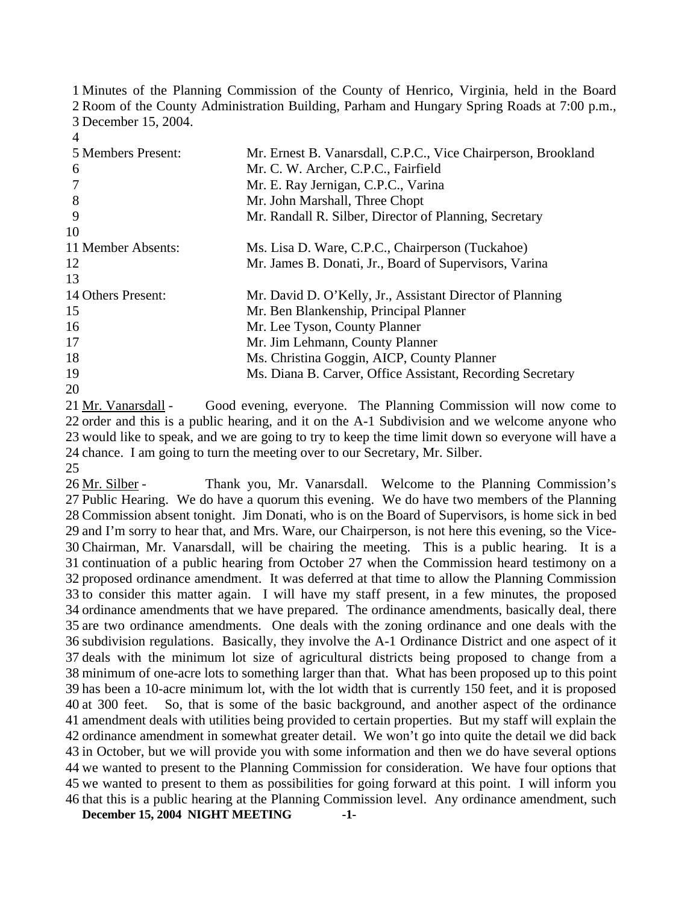Minutes of the Planning Commission of the County of Henrico, Virginia, held in the Board Room of the County Administration Building, Parham and Hungary Spring Roads at 7:00 p.m., December 15, 2004.

| | |
|---|---|
| Members Present: | Mr. Ernest B. Vanarsdall, C.P.C., Vice Chairperson, Brookland |
| | Mr. C. W. Archer, C.P.C., Fairfield |
| | Mr. E. Ray Jernigan, C.P.C., Varina |
| | Mr. John Marshall, Three Chopt |
| | Mr. Randall R. Silber, Director of Planning, Secretary |
| Member Absents: | Ms. Lisa D. Ware, C.P.C., Chairperson (Tuckahoe) |
| | Mr. James B. Donati, Jr., Board of Supervisors, Varina |
| Others Present: | Mr. David D. O'Kelly, Jr., Assistant Director of Planning |
| | Mr. Ben Blankenship, Principal Planner |
| | Mr. Lee Tyson, County Planner |
| | Mr. Jim Lehmann, County Planner |
| | Ms. Christina Goggin, AICP, County Planner |
| | Ms. Diana B. Carver, Office Assistant, Recording Secretary |

Mr. Vanarsdall - Good evening, everyone. The Planning Commission will now come to order and this is a public hearing, and it on the A-1 Subdivision and we welcome anyone who would like to speak, and we are going to try to keep the time limit down so everyone will have a chance. I am going to turn the meeting over to our Secretary, Mr. Silber.

Mr. Silber - Thank you, Mr. Vanarsdall. Welcome to the Planning Commission's Public Hearing. We do have a quorum this evening. We do have two members of the Planning Commission absent tonight. Jim Donati, who is on the Board of Supervisors, is home sick in bed and I'm sorry to hear that, and Mrs. Ware, our Chairperson, is not here this evening, so the Vice-Chairman, Mr. Vanarsdall, will be chairing the meeting. This is a public hearing. It is a continuation of a public hearing from October 27 when the Commission heard testimony on a proposed ordinance amendment. It was deferred at that time to allow the Planning Commission to consider this matter again. I will have my staff present, in a few minutes, the proposed ordinance amendments that we have prepared. The ordinance amendments, basically deal, there are two ordinance amendments. One deals with the zoning ordinance and one deals with the subdivision regulations. Basically, they involve the A-1 Ordinance District and one aspect of it deals with the minimum lot size of agricultural districts being proposed to change from a minimum of one-acre lots to something larger than that. What has been proposed up to this point has been a 10-acre minimum lot, with the lot width that is currently 150 feet, and it is proposed at 300 feet. So, that is some of the basic background, and another aspect of the ordinance amendment deals with utilities being provided to certain properties. But my staff will explain the ordinance amendment in somewhat greater detail. We won't go into quite the detail we did back in October, but we will provide you with some information and then we do have several options we wanted to present to the Planning Commission for consideration. We have four options that we wanted to present to them as possibilities for going forward at this point. I will inform you that this is a public hearing at the Planning Commission level. Any ordinance amendment, such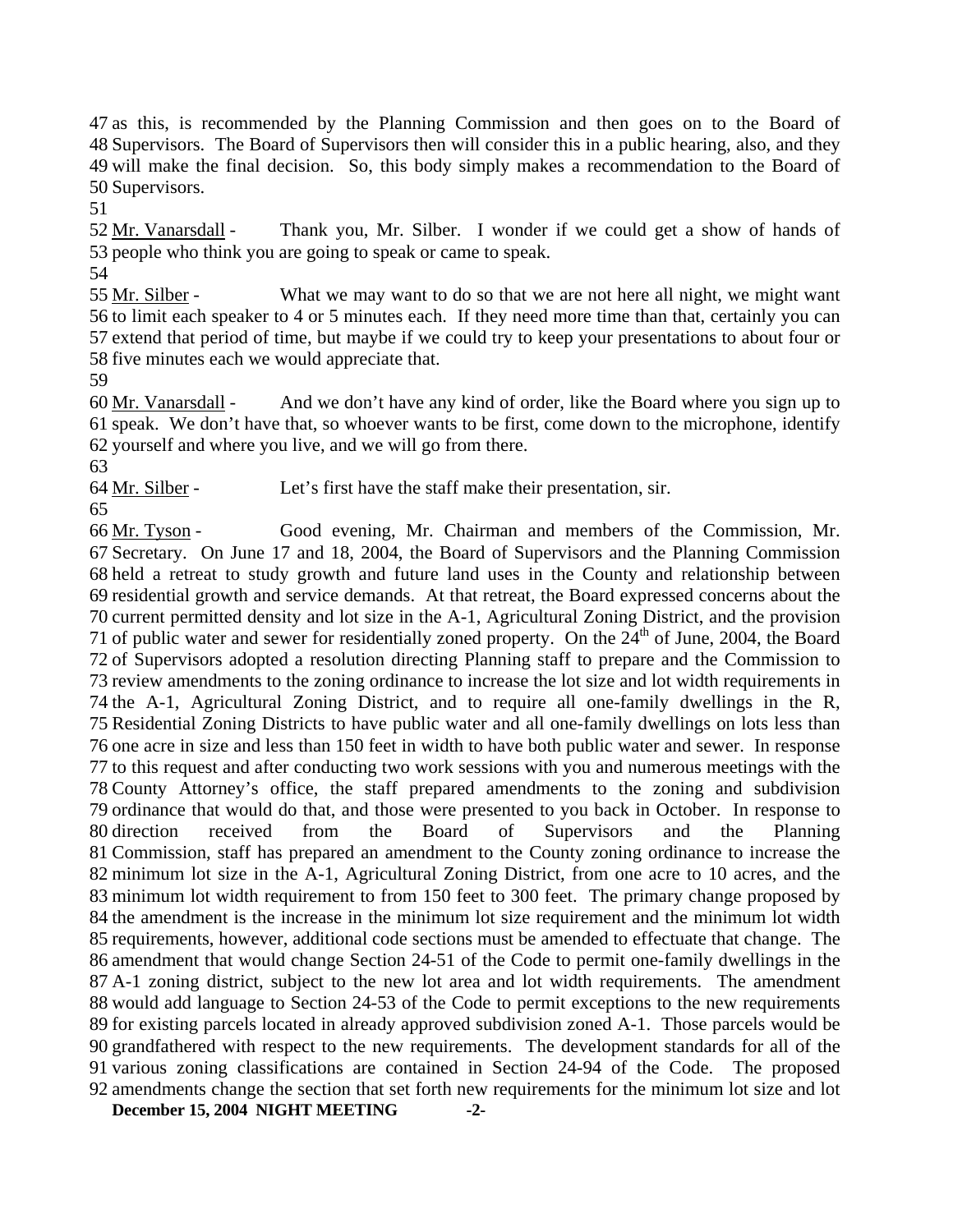47 as this, is recommended by the Planning Commission and then goes on to the Board of
48 Supervisors. The Board of Supervisors then will consider this in a public hearing, also, and they
49 will make the final decision. So, this body simply makes a recommendation to the Board of
50 Supervisors.
51
52 Mr. Vanarsdall - Thank you, Mr. Silber. I wonder if we could get a show of hands of
53 people who think you are going to speak or came to speak.
54
55 Mr. Silber - What we may want to do so that we are not here all night, we might want
56 to limit each speaker to 4 or 5 minutes each. If they need more time than that, certainly you can
57 extend that period of time, but maybe if we could try to keep your presentations to about four or
58 five minutes each we would appreciate that.
59
60 Mr. Vanarsdall - And we don't have any kind of order, like the Board where you sign up to
61 speak. We don't have that, so whoever wants to be first, come down to the microphone, identify
62 yourself and where you live, and we will go from there.
63
64 Mr. Silber - Let's first have the staff make their presentation, sir.
65
66 Mr. Tyson - Good evening, Mr. Chairman and members of the Commission, Mr.
67 Secretary. On June 17 and 18, 2004, the Board of Supervisors and the Planning Commission
68 held a retreat to study growth and future land uses in the County and relationship between
69 residential growth and service demands. At that retreat, the Board expressed concerns about the
70 current permitted density and lot size in the A-1, Agricultural Zoning District, and the provision
71 of public water and sewer for residentially zoned property. On the 24th of June, 2004, the Board
72 of Supervisors adopted a resolution directing Planning staff to prepare and the Commission to
73 review amendments to the zoning ordinance to increase the lot size and lot width requirements in
74 the A-1, Agricultural Zoning District, and to require all one-family dwellings in the R,
75 Residential Zoning Districts to have public water and all one-family dwellings on lots less than
76 one acre in size and less than 150 feet in width to have both public water and sewer. In response
77 to this request and after conducting two work sessions with you and numerous meetings with the
78 County Attorney's office, the staff prepared amendments to the zoning and subdivision
79 ordinance that would do that, and those were presented to you back in October. In response to
80 direction received from the Board of Supervisors and the Planning
81 Commission, staff has prepared an amendment to the County zoning ordinance to increase the
82 minimum lot size in the A-1, Agricultural Zoning District, from one acre to 10 acres, and the
83 minimum lot width requirement to from 150 feet to 300 feet. The primary change proposed by
84 the amendment is the increase in the minimum lot size requirement and the minimum lot width
85 requirements, however, additional code sections must be amended to effectuate that change. The
86 amendment that would change Section 24-51 of the Code to permit one-family dwellings in the
87 A-1 zoning district, subject to the new lot area and lot width requirements. The amendment
88 would add language to Section 24-53 of the Code to permit exceptions to the new requirements
89 for existing parcels located in already approved subdivision zoned A-1. Those parcels would be
90 grandfathered with respect to the new requirements. The development standards for all of the
91 various zoning classifications are contained in Section 24-94 of the Code. The proposed
92 amendments change the section that set forth new requirements for the minimum lot size and lot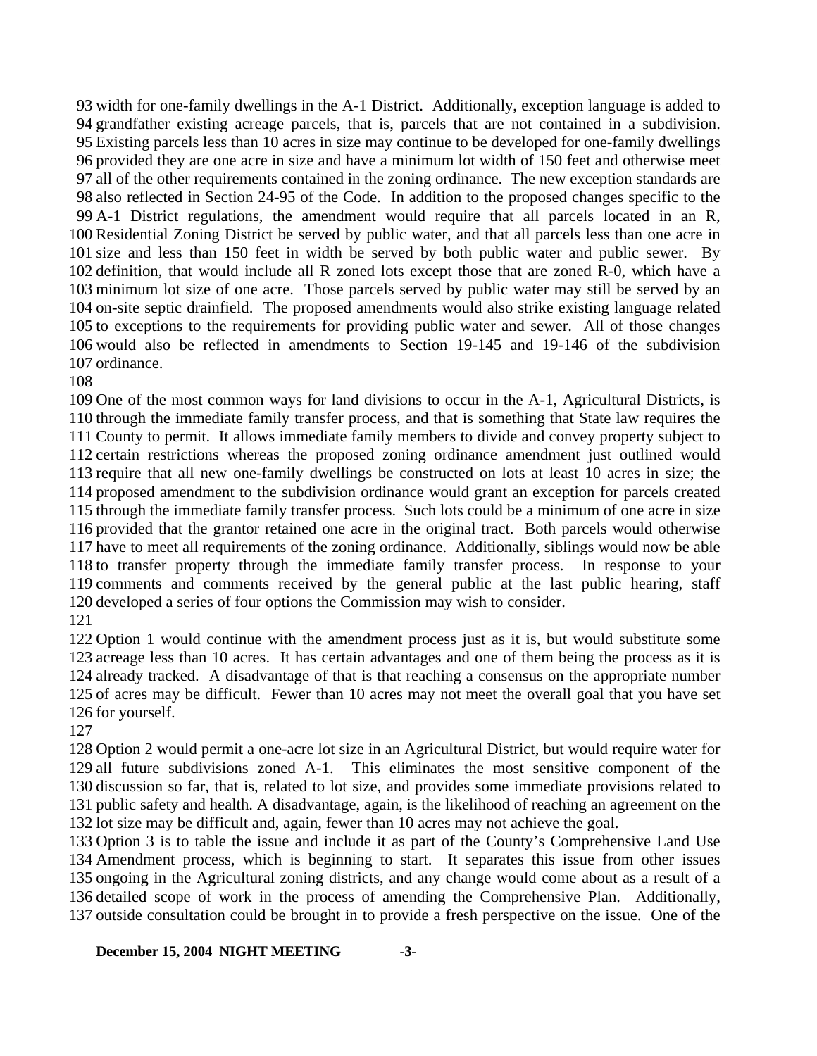93 width for one-family dwellings in the A-1 District. Additionally, exception language is added to
94 grandfather existing acreage parcels, that is, parcels that are not contained in a subdivision.
95 Existing parcels less than 10 acres in size may continue to be developed for one-family dwellings
96 provided they are one acre in size and have a minimum lot width of 150 feet and otherwise meet
97 all of the other requirements contained in the zoning ordinance. The new exception standards are
98 also reflected in Section 24-95 of the Code. In addition to the proposed changes specific to the
99 A-1 District regulations, the amendment would require that all parcels located in an R,
100 Residential Zoning District be served by public water, and that all parcels less than one acre in
101 size and less than 150 feet in width be served by both public water and public sewer. By
102 definition, that would include all R zoned lots except those that are zoned R-0, which have a
103 minimum lot size of one acre. Those parcels served by public water may still be served by an
104 on-site septic drainfield. The proposed amendments would also strike existing language related
105 to exceptions to the requirements for providing public water and sewer. All of those changes
106 would also be reflected in amendments to Section 19-145 and 19-146 of the subdivision
107 ordinance.

108

109 One of the most common ways for land divisions to occur in the A-1, Agricultural Districts, is
110 through the immediate family transfer process, and that is something that State law requires the
111 County to permit. It allows immediate family members to divide and convey property subject to
112 certain restrictions whereas the proposed zoning ordinance amendment just outlined would
113 require that all new one-family dwellings be constructed on lots at least 10 acres in size; the
114 proposed amendment to the subdivision ordinance would grant an exception for parcels created
115 through the immediate family transfer process. Such lots could be a minimum of one acre in size
116 provided that the grantor retained one acre in the original tract. Both parcels would otherwise
117 have to meet all requirements of the zoning ordinance. Additionally, siblings would now be able
118 to transfer property through the immediate family transfer process. In response to your
119 comments and comments received by the general public at the last public hearing, staff
120 developed a series of four options the Commission may wish to consider.

121

122 Option 1 would continue with the amendment process just as it is, but would substitute some
123 acreage less than 10 acres. It has certain advantages and one of them being the process as it is
124 already tracked. A disadvantage of that is that reaching a consensus on the appropriate number
125 of acres may be difficult. Fewer than 10 acres may not meet the overall goal that you have set
126 for yourself.

127

128 Option 2 would permit a one-acre lot size in an Agricultural District, but would require water for
129 all future subdivisions zoned A-1. This eliminates the most sensitive component of the
130 discussion so far, that is, related to lot size, and provides some immediate provisions related to
131 public safety and health. A disadvantage, again, is the likelihood of reaching an agreement on the
132 lot size may be difficult and, again, fewer than 10 acres may not achieve the goal.

133 Option 3 is to table the issue and include it as part of the County's Comprehensive Land Use
134 Amendment process, which is beginning to start. It separates this issue from other issues
135 ongoing in the Agricultural zoning districts, and any change would come about as a result of a
136 detailed scope of work in the process of amending the Comprehensive Plan. Additionally,
137 outside consultation could be brought in to provide a fresh perspective on the issue. One of the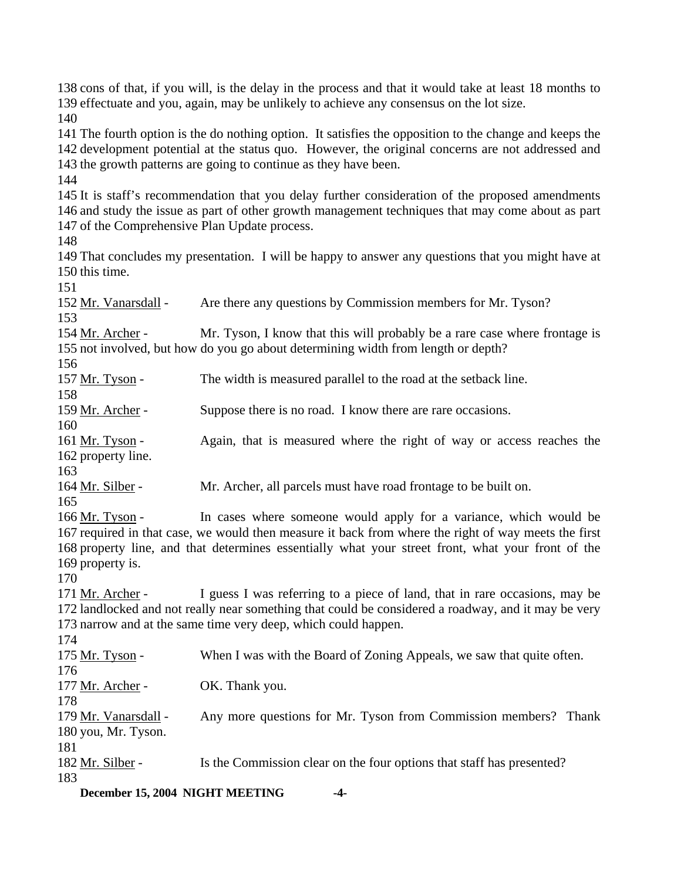138 cons of that, if you will, is the delay in the process and that it would take at least 18 months to
139 effectuate and you, again, may be unlikely to achieve any consensus on the lot size.
140
141 The fourth option is the do nothing option. It satisfies the opposition to the change and keeps the
142 development potential at the status quo. However, the original concerns are not addressed and
143 the growth patterns are going to continue as they have been.
144
145 It is staff's recommendation that you delay further consideration of the proposed amendments
146 and study the issue as part of other growth management techniques that may come about as part
147 of the Comprehensive Plan Update process.
148
149 That concludes my presentation. I will be happy to answer any questions that you might have at
150 this time.
151
152 Mr. Vanarsdall - Are there any questions by Commission members for Mr. Tyson?
153
154 Mr. Archer - Mr. Tyson, I know that this will probably be a rare case where frontage is
155 not involved, but how do you go about determining width from length or depth?
156
157 Mr. Tyson - The width is measured parallel to the road at the setback line.
158
159 Mr. Archer - Suppose there is no road. I know there are rare occasions.
160
161 Mr. Tyson - Again, that is measured where the right of way or access reaches the
162 property line.
163
164 Mr. Silber - Mr. Archer, all parcels must have road frontage to be built on.
165
166 Mr. Tyson - In cases where someone would apply for a variance, which would be
167 required in that case, we would then measure it back from where the right of way meets the first
168 property line, and that determines essentially what your street front, what your front of the
169 property is.
170
171 Mr. Archer - I guess I was referring to a piece of land, that in rare occasions, may be
172 landlocked and not really near something that could be considered a roadway, and it may be very
173 narrow and at the same time very deep, which could happen.
174
175 Mr. Tyson - When I was with the Board of Zoning Appeals, we saw that quite often.
176
177 Mr. Archer - OK. Thank you.
178
179 Mr. Vanarsdall - Any more questions for Mr. Tyson from Commission members? Thank
180 you, Mr. Tyson.
181
182 Mr. Silber - Is the Commission clear on the four options that staff has presented?
183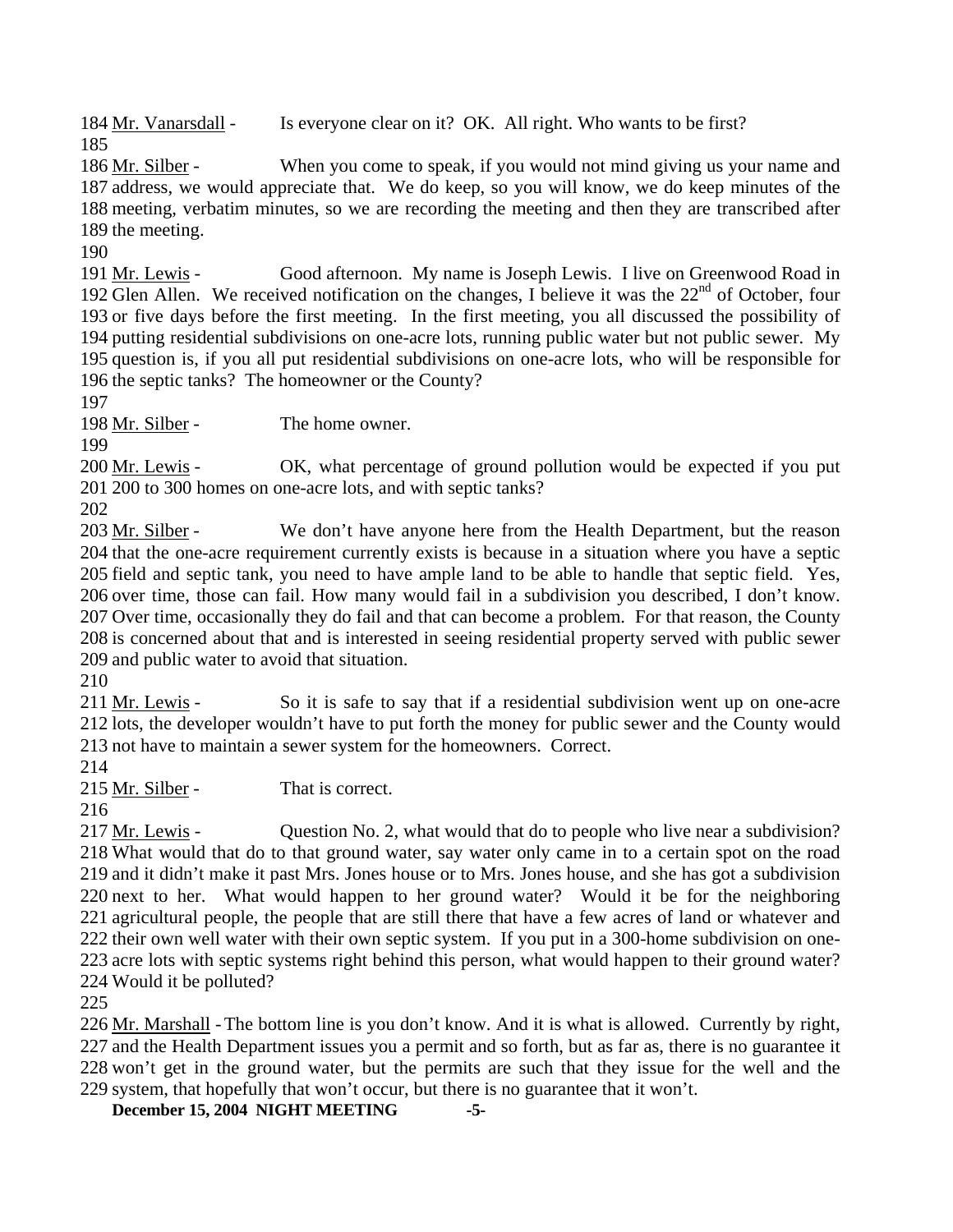184 Mr. Vanarsdall - Is everyone clear on it? OK. All right. Who wants to be first?
185
186 Mr. Silber - When you come to speak, if you would not mind giving us your name and
187 address, we would appreciate that. We do keep, so you will know, we do keep minutes of the
188 meeting, verbatim minutes, so we are recording the meeting and then they are transcribed after
189 the meeting.
190
191 Mr. Lewis - Good afternoon. My name is Joseph Lewis. I live on Greenwood Road in
192 Glen Allen. We received notification on the changes, I believe it was the 22nd of October, four
193 or five days before the first meeting. In the first meeting, you all discussed the possibility of
194 putting residential subdivisions on one-acre lots, running public water but not public sewer. My
195 question is, if you all put residential subdivisions on one-acre lots, who will be responsible for
196 the septic tanks? The homeowner or the County?
197
198 Mr. Silber - The home owner.
199
200 Mr. Lewis - OK, what percentage of ground pollution would be expected if you put
201 200 to 300 homes on one-acre lots, and with septic tanks?
202
203 Mr. Silber - We don't have anyone here from the Health Department, but the reason
204 that the one-acre requirement currently exists is because in a situation where you have a septic
205 field and septic tank, you need to have ample land to be able to handle that septic field. Yes,
206 over time, those can fail. How many would fail in a subdivision you described, I don't know.
207 Over time, occasionally they do fail and that can become a problem. For that reason, the County
208 is concerned about that and is interested in seeing residential property served with public sewer
209 and public water to avoid that situation.
210
211 Mr. Lewis - So it is safe to say that if a residential subdivision went up on one-acre
212 lots, the developer wouldn't have to put forth the money for public sewer and the County would
213 not have to maintain a sewer system for the homeowners. Correct.
214
215 Mr. Silber - That is correct.
216
217 Mr. Lewis - Question No. 2, what would that do to people who live near a subdivision?
218 What would that do to that ground water, say water only came in to a certain spot on the road
219 and it didn't make it past Mrs. Jones house or to Mrs. Jones house, and she has got a subdivision
220 next to her. What would happen to her ground water? Would it be for the neighboring
221 agricultural people, the people that are still there that have a few acres of land or whatever and
222 their own well water with their own septic system. If you put in a 300-home subdivision on one-
223 acre lots with septic systems right behind this person, what would happen to their ground water?
224 Would it be polluted?
225
226 Mr. Marshall - The bottom line is you don't know. And it is what is allowed. Currently by right,
227 and the Health Department issues you a permit and so forth, but as far as, there is no guarantee it
228 won't get in the ground water, but the permits are such that they issue for the well and the
229 system, that hopefully that won't occur, but there is no guarantee that it won't.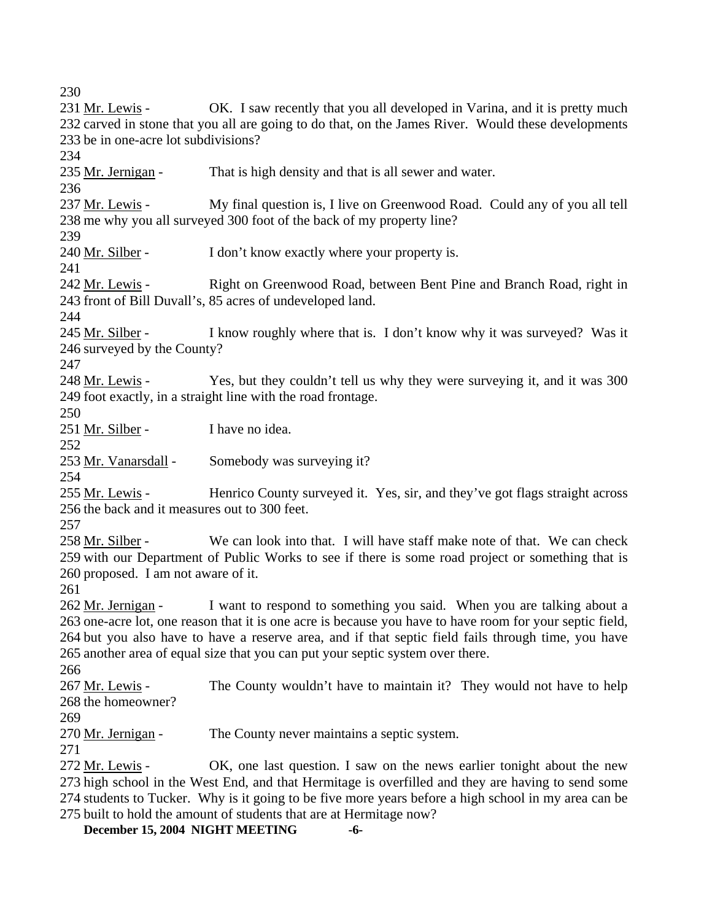230

231 Mr. Lewis - OK. I saw recently that you all developed in Varina, and it is pretty much 232 carved in stone that you all are going to do that, on the James River. Would these developments 233 be in one-acre lot subdivisions?

234

235 Mr. Jernigan - That is high density and that is all sewer and water.

236

237 Mr. Lewis - My final question is, I live on Greenwood Road. Could any of you all tell 238 me why you all surveyed 300 foot of the back of my property line?

239

240 Mr. Silber - I don't know exactly where your property is.

241

242 Mr. Lewis - Right on Greenwood Road, between Bent Pine and Branch Road, right in 243 front of Bill Duvall's, 85 acres of undeveloped land.

244

245 Mr. Silber - I know roughly where that is. I don't know why it was surveyed? Was it 246 surveyed by the County?

247

248 Mr. Lewis - Yes, but they couldn't tell us why they were surveying it, and it was 300 249 foot exactly, in a straight line with the road frontage.

250

251 Mr. Silber - I have no idea.

252

253 Mr. Vanarsdall - Somebody was surveying it?

254

255 Mr. Lewis - Henrico County surveyed it. Yes, sir, and they've got flags straight across 256 the back and it measures out to 300 feet.

257

258 Mr. Silber - We can look into that. I will have staff make note of that. We can check 259 with our Department of Public Works to see if there is some road project or something that is 260 proposed. I am not aware of it.

261

262 Mr. Jernigan - I want to respond to something you said. When you are talking about a 263 one-acre lot, one reason that it is one acre is because you have to have room for your septic field, 264 but you also have to have a reserve area, and if that septic field fails through time, you have 265 another area of equal size that you can put your septic system over there.

266

267 Mr. Lewis - The County wouldn't have to maintain it? They would not have to help 268 the homeowner?

269

270 Mr. Jernigan - The County never maintains a septic system.

271

272 Mr. Lewis - OK, one last question. I saw on the news earlier tonight about the new 273 high school in the West End, and that Hermitage is overfilled and they are having to send some 274 students to Tucker. Why is it going to be five more years before a high school in my area can be 275 built to hold the amount of students that are at Hermitage now?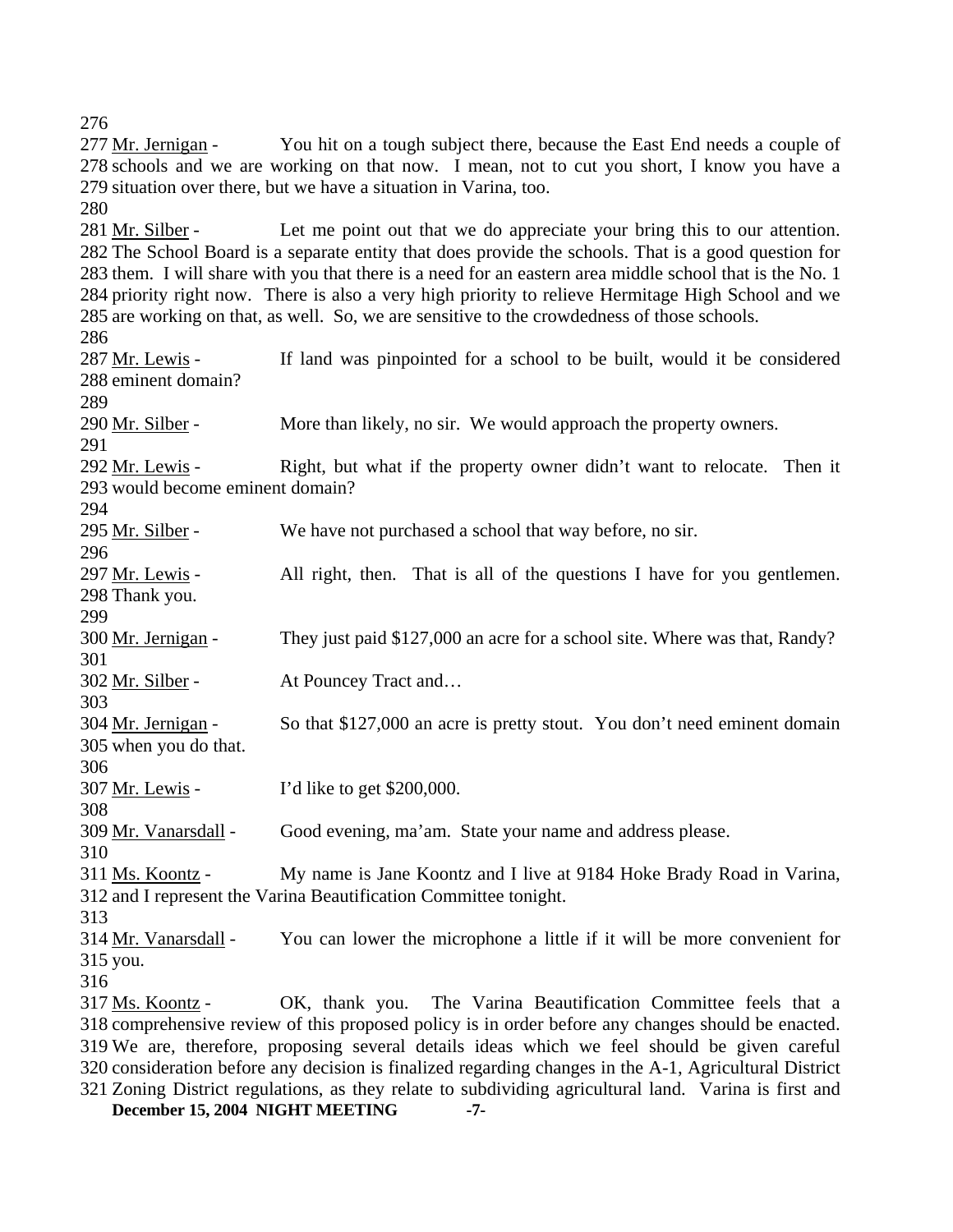276

277 Mr. Jernigan - You hit on a tough subject there, because the East End needs a couple of 278 schools and we are working on that now. I mean, not to cut you short, I know you have a 279 situation over there, but we have a situation in Varina, too.

280

281 Mr. Silber - Let me point out that we do appreciate your bring this to our attention. 282 The School Board is a separate entity that does provide the schools. That is a good question for 283 them. I will share with you that there is a need for an eastern area middle school that is the No. 1 284 priority right now. There is also a very high priority to relieve Hermitage High School and we 285 are working on that, as well. So, we are sensitive to the crowdedness of those schools.

286

287 Mr. Lewis - If land was pinpointed for a school to be built, would it be considered 288 eminent domain?

289

290 Mr. Silber - More than likely, no sir. We would approach the property owners.

291

292 Mr. Lewis - Right, but what if the property owner didn't want to relocate. Then it 293 would become eminent domain?

294

295 Mr. Silber - We have not purchased a school that way before, no sir.

296

297 Mr. Lewis - All right, then. That is all of the questions I have for you gentlemen. 298 Thank you.

299

300 Mr. Jernigan - They just paid $127,000 an acre for a school site. Where was that, Randy?

301

302 Mr. Silber - At Pouncey Tract and…

303

304 Mr. Jernigan - So that $127,000 an acre is pretty stout. You don't need eminent domain 305 when you do that.

306

307 Mr. Lewis - I'd like to get $200,000.

308

309 Mr. Vanarsdall - Good evening, ma'am. State your name and address please.

310

311 Ms. Koontz - My name is Jane Koontz and I live at 9184 Hoke Brady Road in Varina, 312 and I represent the Varina Beautification Committee tonight.

313

314 Mr. Vanarsdall - You can lower the microphone a little if it will be more convenient for 315 you.

316

317 Ms. Koontz - OK, thank you. The Varina Beautification Committee feels that a 318 comprehensive review of this proposed policy is in order before any changes should be enacted. 319 We are, therefore, proposing several details ideas which we feel should be given careful 320 consideration before any decision is finalized regarding changes in the A-1, Agricultural District 321 Zoning District regulations, as they relate to subdividing agricultural land. Varina is first and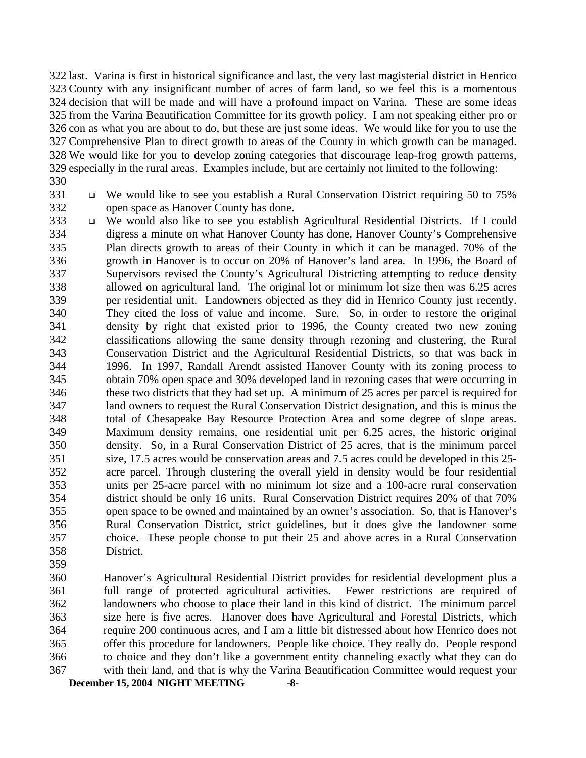last. Varina is first in historical significance and last, the very last magisterial district in Henrico County with any insignificant number of acres of farm land, so we feel this is a momentous decision that will be made and will have a profound impact on Varina. These are some ideas from the Varina Beautification Committee for its growth policy. I am not speaking either pro or con as what you are about to do, but these are just some ideas. We would like for you to use the Comprehensive Plan to direct growth to areas of the County in which growth can be managed. We would like for you to develop zoning categories that discourage leap-frog growth patterns, especially in the rural areas. Examples include, but are certainly not limited to the following:

- We would like to see you establish a Rural Conservation District requiring 50 to 75% open space as Hanover County has done.
- We would also like to see you establish Agricultural Residential Districts. If I could digress a minute on what Hanover County has done, Hanover County's Comprehensive Plan directs growth to areas of their County in which it can be managed. 70% of the growth in Hanover is to occur on 20% of Hanover's land area. In 1996, the Board of Supervisors revised the County's Agricultural Districting attempting to reduce density allowed on agricultural land. The original lot or minimum lot size then was 6.25 acres per residential unit. Landowners objected as they did in Henrico County just recently. They cited the loss of value and income. Sure. So, in order to restore the original density by right that existed prior to 1996, the County created two new zoning classifications allowing the same density through rezoning and clustering, the Rural Conservation District and the Agricultural Residential Districts, so that was back in 1996. In 1997, Randall Arendt assisted Hanover County with its zoning process to obtain 70% open space and 30% developed land in rezoning cases that were occurring in these two districts that they had set up. A minimum of 25 acres per parcel is required for land owners to request the Rural Conservation District designation, and this is minus the total of Chesapeake Bay Resource Protection Area and some degree of slope areas. Maximum density remains, one residential unit per 6.25 acres, the historic original density. So, in a Rural Conservation District of 25 acres, that is the minimum parcel size, 17.5 acres would be conservation areas and 7.5 acres could be developed in this 25-acre parcel. Through clustering the overall yield in density would be four residential units per 25-acre parcel with no minimum lot size and a 100-acre rural conservation district should be only 16 units. Rural Conservation District requires 20% of that 70% open space to be owned and maintained by an owner's association. So, that is Hanover's Rural Conservation District, strict guidelines, but it does give the landowner some choice. These people choose to put their 25 and above acres in a Rural Conservation District.

Hanover's Agricultural Residential District provides for residential development plus a full range of protected agricultural activities. Fewer restrictions are required of landowners who choose to place their land in this kind of district. The minimum parcel size here is five acres. Hanover does have Agricultural and Forestal Districts, which require 200 continuous acres, and I am a little bit distressed about how Henrico does not offer this procedure for landowners. People like choice. They really do. People respond to choice and they don't like a government entity channeling exactly what they can do with their land, and that is why the Varina Beautification Committee would request your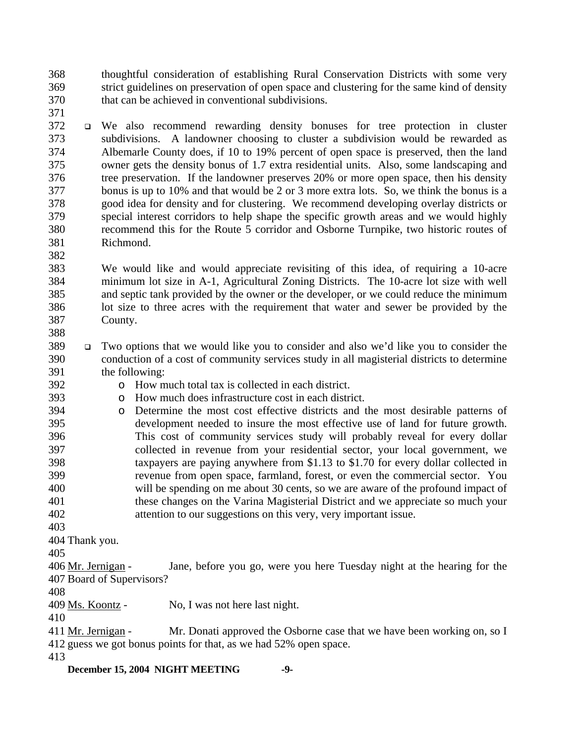thoughtful consideration of establishing Rural Conservation Districts with some very strict guidelines on preservation of open space and clustering for the same kind of density that can be achieved in conventional subdivisions.

- We also recommend rewarding density bonuses for tree protection in cluster subdivisions. A landowner choosing to cluster a subdivision would be rewarded as Albemarle County does, if 10 to 19% percent of open space is preserved, then the land owner gets the density bonus of 1.7 extra residential units. Also, some landscaping and tree preservation. If the landowner preserves 20% or more open space, then his density bonus is up to 10% and that would be 2 or 3 more extra lots. So, we think the bonus is a good idea for density and for clustering. We recommend developing overlay districts or special interest corridors to help shape the specific growth areas and we would highly recommend this for the Route 5 corridor and Osborne Turnpike, two historic routes of Richmond.

  We would like and would appreciate revisiting of this idea, of requiring a 10-acre minimum lot size in A-1, Agricultural Zoning Districts. The 10-acre lot size with well and septic tank provided by the owner or the developer, or we could reduce the minimum lot size to three acres with the requirement that water and sewer be provided by the County.

- Two options that we would like you to consider and also we'd like you to consider the conduction of a cost of community services study in all magisterial districts to determine the following:
  - How much total tax is collected in each district.
  - How much does infrastructure cost in each district.
  - Determine the most cost effective districts and the most desirable patterns of development needed to insure the most effective use of land for future growth. This cost of community services study will probably reveal for every dollar collected in revenue from your residential sector, your local government, we taxpayers are paying anywhere from $1.13 to $1.70 for every dollar collected in revenue from open space, farmland, forest, or even the commercial sector. You will be spending on me about 30 cents, so we are aware of the profound impact of these changes on the Varina Magisterial District and we appreciate so much your attention to our suggestions on this very, very important issue.

Thank you.

Mr. Jernigan - Jane, before you go, were you here Tuesday night at the hearing for the Board of Supervisors?

Ms. Koontz - No, I was not here last night.

Mr. Jernigan - Mr. Donati approved the Osborne case that we have been working on, so I guess we got bonus points for that, as we had 52% open space.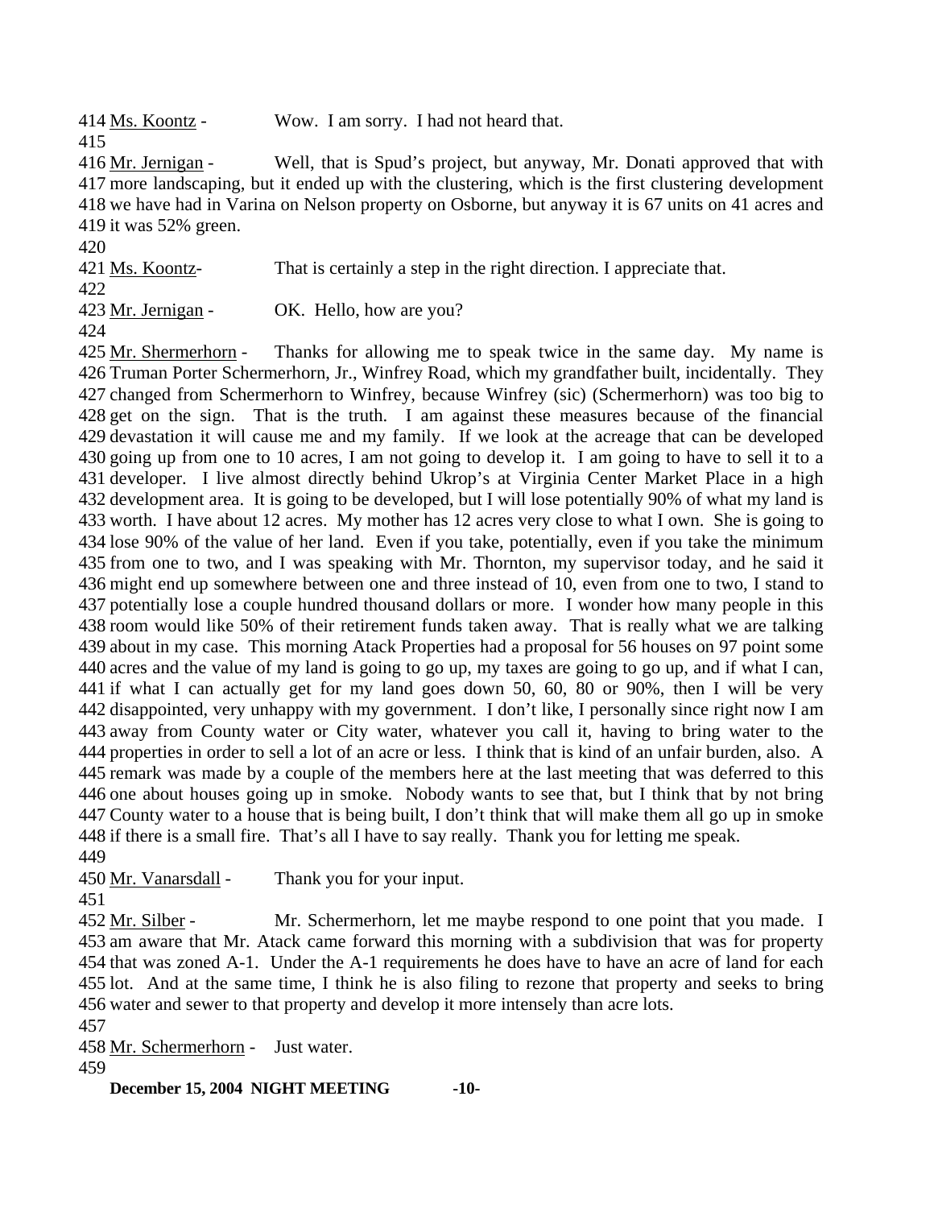414 Ms. Koontz - Wow. I am sorry. I had not heard that.

415

416 Mr. Jernigan - Well, that is Spud's project, but anyway, Mr. Donati approved that with 417 more landscaping, but it ended up with the clustering, which is the first clustering development 418 we have had in Varina on Nelson property on Osborne, but anyway it is 67 units on 41 acres and 419 it was 52% green.

420

421 Ms. Koontz- That is certainly a step in the right direction. I appreciate that.

422

423 Mr. Jernigan - OK. Hello, how are you?

424

425 Mr. Shermerhorn - Thanks for allowing me to speak twice in the same day. My name is 426 Truman Porter Schermerhorn, Jr., Winfrey Road, which my grandfather built, incidentally. They 427 changed from Schermerhorn to Winfrey, because Winfrey (sic) (Schermerhorn) was too big to 428 get on the sign. That is the truth. I am against these measures because of the financial 429 devastation it will cause me and my family. If we look at the acreage that can be developed 430 going up from one to 10 acres, I am not going to develop it. I am going to have to sell it to a 431 developer. I live almost directly behind Ukrop's at Virginia Center Market Place in a high 432 development area. It is going to be developed, but I will lose potentially 90% of what my land is 433 worth. I have about 12 acres. My mother has 12 acres very close to what I own. She is going to 434 lose 90% of the value of her land. Even if you take, potentially, even if you take the minimum 435 from one to two, and I was speaking with Mr. Thornton, my supervisor today, and he said it 436 might end up somewhere between one and three instead of 10, even from one to two, I stand to 437 potentially lose a couple hundred thousand dollars or more. I wonder how many people in this 438 room would like 50% of their retirement funds taken away. That is really what we are talking 439 about in my case. This morning Atack Properties had a proposal for 56 houses on 97 point some 440 acres and the value of my land is going to go up, my taxes are going to go up, and if what I can, 441 if what I can actually get for my land goes down 50, 60, 80 or 90%, then I will be very 442 disappointed, very unhappy with my government. I don't like, I personally since right now I am 443 away from County water or City water, whatever you call it, having to bring water to the 444 properties in order to sell a lot of an acre or less. I think that is kind of an unfair burden, also. A 445 remark was made by a couple of the members here at the last meeting that was deferred to this 446 one about houses going up in smoke. Nobody wants to see that, but I think that by not bring 447 County water to a house that is being built, I don't think that will make them all go up in smoke 448 if there is a small fire. That's all I have to say really. Thank you for letting me speak.

449

450 Mr. Vanarsdall - Thank you for your input.

451

452 Mr. Silber - Mr. Schermerhorn, let me maybe respond to one point that you made. I 453 am aware that Mr. Atack came forward this morning with a subdivision that was for property 454 that was zoned A-1. Under the A-1 requirements he does have to have an acre of land for each 455 lot. And at the same time, I think he is also filing to rezone that property and seeks to bring 456 water and sewer to that property and develop it more intensely than acre lots.

457

458 Mr. Schermerhorn - Just water.

459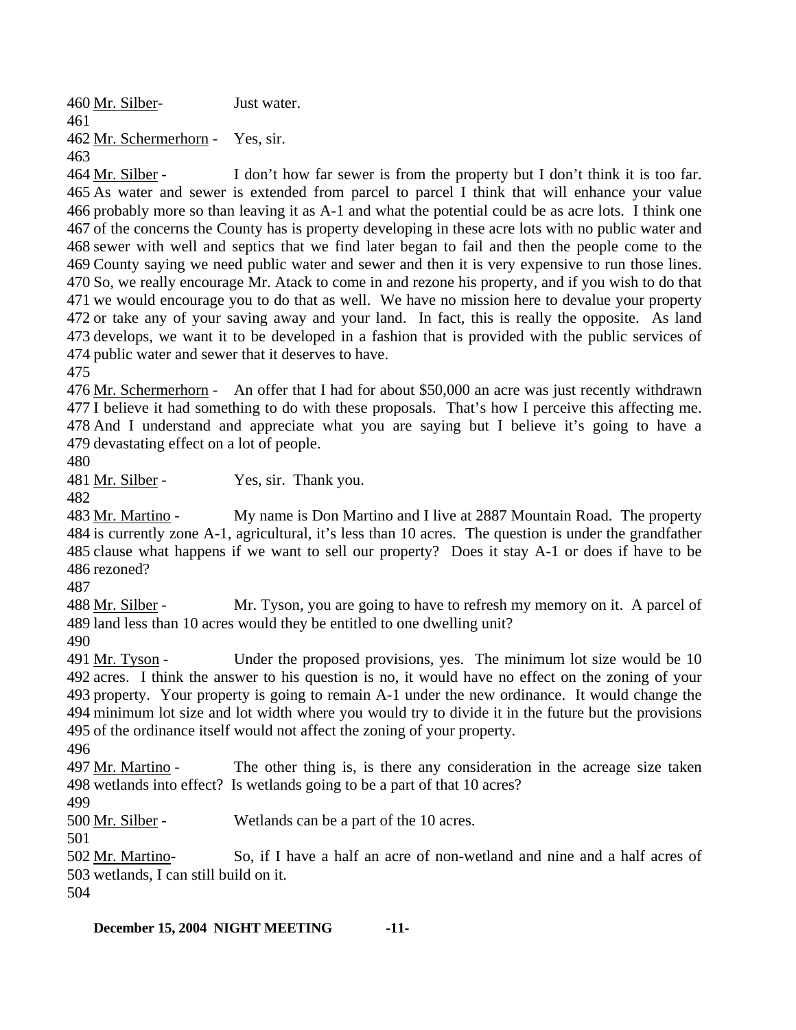460 Mr. Silber- Just water.
461
462 Mr. Schermerhorn - Yes, sir.
463
464 Mr. Silber - I don't how far sewer is from the property but I don't think it is too far.
465 As water and sewer is extended from parcel to parcel I think that will enhance your value
466 probably more so than leaving it as A-1 and what the potential could be as acre lots. I think one
467 of the concerns the County has is property developing in these acre lots with no public water and
468 sewer with well and septics that we find later began to fail and then the people come to the
469 County saying we need public water and sewer and then it is very expensive to run those lines.
470 So, we really encourage Mr. Atack to come in and rezone his property, and if you wish to do that
471 we would encourage you to do that as well. We have no mission here to devalue your property
472 or take any of your saving away and your land. In fact, this is really the opposite. As land
473 develops, we want it to be developed in a fashion that is provided with the public services of
474 public water and sewer that it deserves to have.
475
476 Mr. Schermerhorn - An offer that I had for about $50,000 an acre was just recently withdrawn
477 I believe it had something to do with these proposals. That's how I perceive this affecting me.
478 And I understand and appreciate what you are saying but I believe it's going to have a
479 devastating effect on a lot of people.
480
481 Mr. Silber - Yes, sir. Thank you.
482
483 Mr. Martino - My name is Don Martino and I live at 2887 Mountain Road. The property
484 is currently zone A-1, agricultural, it's less than 10 acres. The question is under the grandfather
485 clause what happens if we want to sell our property? Does it stay A-1 or does if have to be
486 rezoned?
487
488 Mr. Silber - Mr. Tyson, you are going to have to refresh my memory on it. A parcel of
489 land less than 10 acres would they be entitled to one dwelling unit?
490
491 Mr. Tyson - Under the proposed provisions, yes. The minimum lot size would be 10
492 acres. I think the answer to his question is no, it would have no effect on the zoning of your
493 property. Your property is going to remain A-1 under the new ordinance. It would change the
494 minimum lot size and lot width where you would try to divide it in the future but the provisions
495 of the ordinance itself would not affect the zoning of your property.
496
497 Mr. Martino - The other thing is, is there any consideration in the acreage size taken
498 wetlands into effect? Is wetlands going to be a part of that 10 acres?
499
500 Mr. Silber - Wetlands can be a part of the 10 acres.
501
502 Mr. Martino- So, if I have a half an acre of non-wetland and nine and a half acres of
503 wetlands, I can still build on it.
504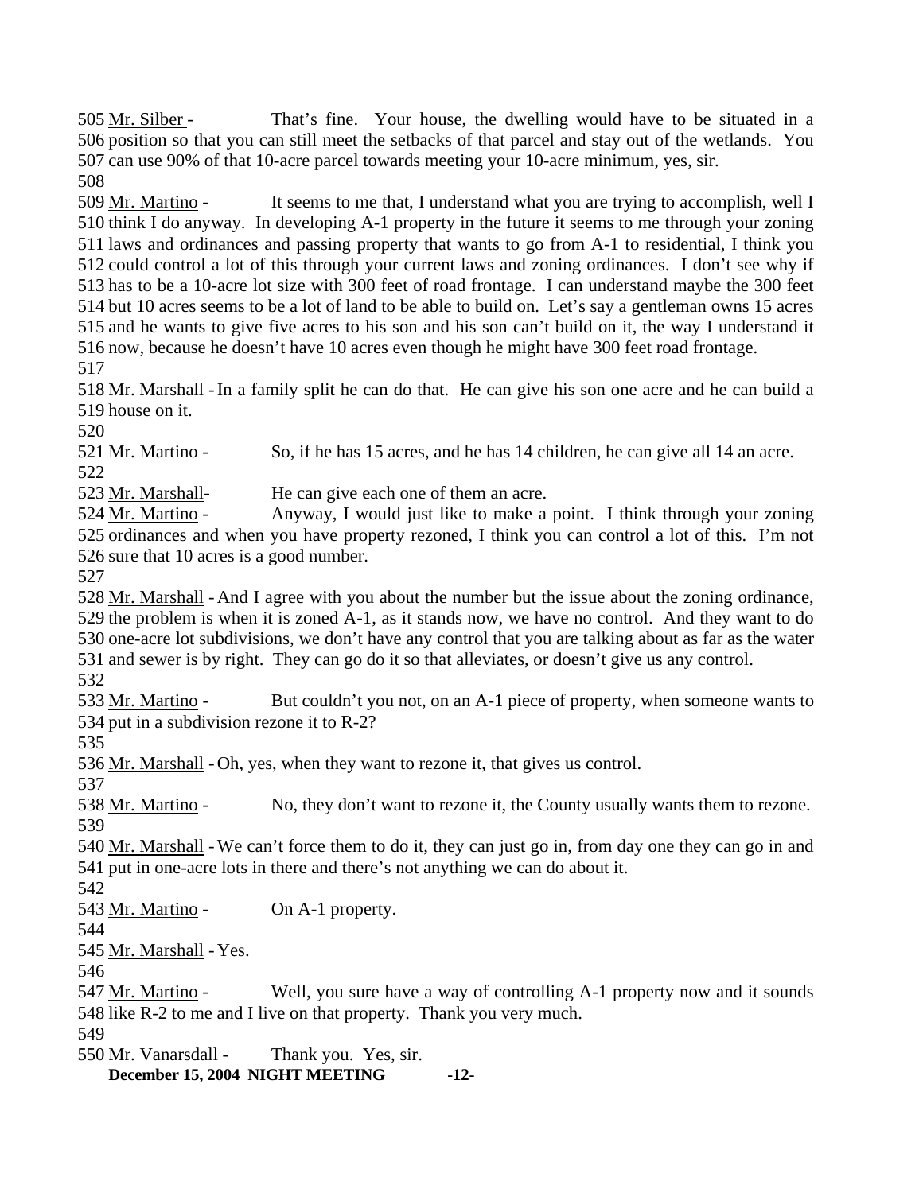505 Mr. Silber - That's fine. Your house, the dwelling would have to be situated in a
506 position so that you can still meet the setbacks of that parcel and stay out of the wetlands. You
507 can use 90% of that 10-acre parcel towards meeting your 10-acre minimum, yes, sir.
508
509 Mr. Martino - It seems to me that, I understand what you are trying to accomplish, well I
510 think I do anyway. In developing A-1 property in the future it seems to me through your zoning
511 laws and ordinances and passing property that wants to go from A-1 to residential, I think you
512 could control a lot of this through your current laws and zoning ordinances. I don't see why if
513 has to be a 10-acre lot size with 300 feet of road frontage. I can understand maybe the 300 feet
514 but 10 acres seems to be a lot of land to be able to build on. Let's say a gentleman owns 15 acres
515 and he wants to give five acres to his son and his son can't build on it, the way I understand it
516 now, because he doesn't have 10 acres even though he might have 300 feet road frontage.
517
518 Mr. Marshall - In a family split he can do that. He can give his son one acre and he can build a
519 house on it.
520
521 Mr. Martino - So, if he has 15 acres, and he has 14 children, he can give all 14 an acre.
522
523 Mr. Marshall- He can give each one of them an acre.
524 Mr. Martino - Anyway, I would just like to make a point. I think through your zoning
525 ordinances and when you have property rezoned, I think you can control a lot of this. I'm not
526 sure that 10 acres is a good number.
527
528 Mr. Marshall - And I agree with you about the number but the issue about the zoning ordinance,
529 the problem is when it is zoned A-1, as it stands now, we have no control. And they want to do
530 one-acre lot subdivisions, we don't have any control that you are talking about as far as the water
531 and sewer is by right. They can go do it so that alleviates, or doesn't give us any control.
532
533 Mr. Martino - But couldn't you not, on an A-1 piece of property, when someone wants to
534 put in a subdivision rezone it to R-2?
535
536 Mr. Marshall - Oh, yes, when they want to rezone it, that gives us control.
537
538 Mr. Martino - No, they don't want to rezone it, the County usually wants them to rezone.
539
540 Mr. Marshall - We can't force them to do it, they can just go in, from day one they can go in and
541 put in one-acre lots in there and there's not anything we can do about it.
542
543 Mr. Martino - On A-1 property.
544
545 Mr. Marshall - Yes.
546
547 Mr. Martino - Well, you sure have a way of controlling A-1 property now and it sounds
548 like R-2 to me and I live on that property. Thank you very much.
549
550 Mr. Vanarsdall - Thank you. Yes, sir.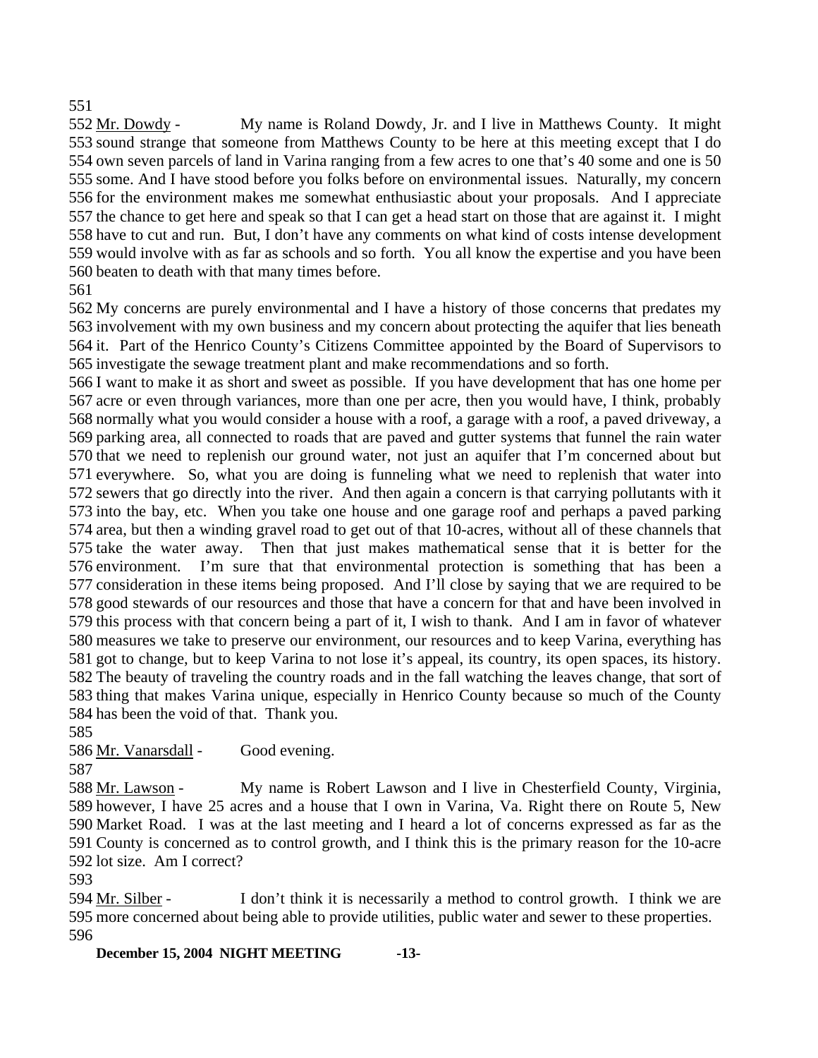551

552 Mr. Dowdy - My name is Roland Dowdy, Jr. and I live in Matthews County. It might 553 sound strange that someone from Matthews County to be here at this meeting except that I do 554 own seven parcels of land in Varina ranging from a few acres to one that's 40 some and one is 50 555 some. And I have stood before you folks before on environmental issues. Naturally, my concern 556 for the environment makes me somewhat enthusiastic about your proposals. And I appreciate 557 the chance to get here and speak so that I can get a head start on those that are against it. I might 558 have to cut and run. But, I don't have any comments on what kind of costs intense development 559 would involve with as far as schools and so forth. You all know the expertise and you have been 560 beaten to death with that many times before.

561

562 My concerns are purely environmental and I have a history of those concerns that predates my 563 involvement with my own business and my concern about protecting the aquifer that lies beneath 564 it. Part of the Henrico County's Citizens Committee appointed by the Board of Supervisors to 565 investigate the sewage treatment plant and make recommendations and so forth.

566 I want to make it as short and sweet as possible. If you have development that has one home per 567 acre or even through variances, more than one per acre, then you would have, I think, probably 568 normally what you would consider a house with a roof, a garage with a roof, a paved driveway, a 569 parking area, all connected to roads that are paved and gutter systems that funnel the rain water 570 that we need to replenish our ground water, not just an aquifer that I'm concerned about but 571 everywhere. So, what you are doing is funneling what we need to replenish that water into 572 sewers that go directly into the river. And then again a concern is that carrying pollutants with it 573 into the bay, etc. When you take one house and one garage roof and perhaps a paved parking 574 area, but then a winding gravel road to get out of that 10-acres, without all of these channels that 575 take the water away. Then that just makes mathematical sense that it is better for the 576 environment. I'm sure that that environmental protection is something that has been a 577 consideration in these items being proposed. And I'll close by saying that we are required to be 578 good stewards of our resources and those that have a concern for that and have been involved in 579 this process with that concern being a part of it, I wish to thank. And I am in favor of whatever 580 measures we take to preserve our environment, our resources and to keep Varina, everything has 581 got to change, but to keep Varina to not lose it's appeal, its country, its open spaces, its history. 582 The beauty of traveling the country roads and in the fall watching the leaves change, that sort of 583 thing that makes Varina unique, especially in Henrico County because so much of the County 584 has been the void of that. Thank you.

585

586 Mr. Vanarsdall - Good evening.

587

588 Mr. Lawson - My name is Robert Lawson and I live in Chesterfield County, Virginia, 589 however, I have 25 acres and a house that I own in Varina, Va. Right there on Route 5, New 590 Market Road. I was at the last meeting and I heard a lot of concerns expressed as far as the 591 County is concerned as to control growth, and I think this is the primary reason for the 10-acre 592 lot size. Am I correct?

593

594 Mr. Silber - I don't think it is necessarily a method to control growth. I think we are 595 more concerned about being able to provide utilities, public water and sewer to these properties.

596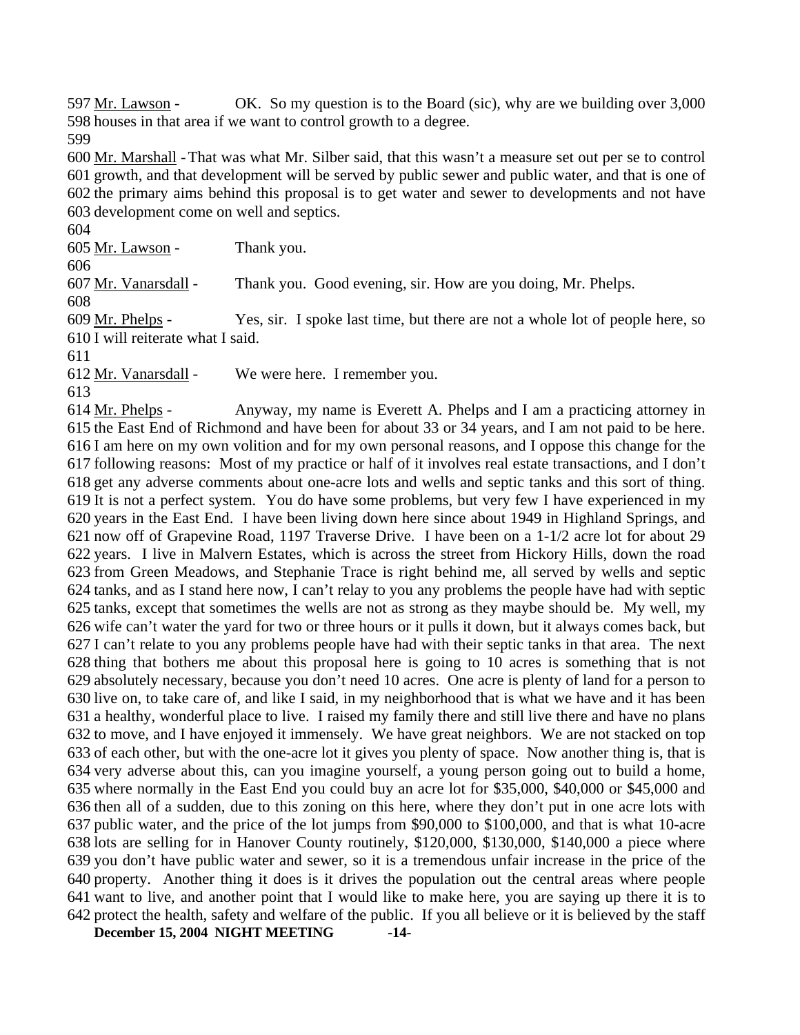597 Mr. Lawson - OK. So my question is to the Board (sic), why are we building over 3,000
598 houses in that area if we want to control growth to a degree.
599
600 Mr. Marshall - That was what Mr. Silber said, that this wasn't a measure set out per se to control
601 growth, and that development will be served by public sewer and public water, and that is one of
602 the primary aims behind this proposal is to get water and sewer to developments and not have
603 development come on well and septics.
604
605 Mr. Lawson - Thank you.
606
607 Mr. Vanarsdall - Thank you. Good evening, sir. How are you doing, Mr. Phelps.
608
609 Mr. Phelps - Yes, sir. I spoke last time, but there are not a whole lot of people here, so
610 I will reiterate what I said.
611
612 Mr. Vanarsdall - We were here. I remember you.
613
614 Mr. Phelps - Anyway, my name is Everett A. Phelps and I am a practicing attorney in
615 the East End of Richmond and have been for about 33 or 34 years, and I am not paid to be here.
616 I am here on my own volition and for my own personal reasons, and I oppose this change for the
617 following reasons: Most of my practice or half of it involves real estate transactions, and I don't
618 get any adverse comments about one-acre lots and wells and septic tanks and this sort of thing.
619 It is not a perfect system. You do have some problems, but very few I have experienced in my
620 years in the East End. I have been living down here since about 1949 in Highland Springs, and
621 now off of Grapevine Road, 1197 Traverse Drive. I have been on a 1-1/2 acre lot for about 29
622 years. I live in Malvern Estates, which is across the street from Hickory Hills, down the road
623 from Green Meadows, and Stephanie Trace is right behind me, all served by wells and septic
624 tanks, and as I stand here now, I can't relay to you any problems the people have had with septic
625 tanks, except that sometimes the wells are not as strong as they maybe should be. My well, my
626 wife can't water the yard for two or three hours or it pulls it down, but it always comes back, but
627 I can't relate to you any problems people have had with their septic tanks in that area. The next
628 thing that bothers me about this proposal here is going to 10 acres is something that is not
629 absolutely necessary, because you don't need 10 acres. One acre is plenty of land for a person to
630 live on, to take care of, and like I said, in my neighborhood that is what we have and it has been
631 a healthy, wonderful place to live. I raised my family there and still live there and have no plans
632 to move, and I have enjoyed it immensely. We have great neighbors. We are not stacked on top
633 of each other, but with the one-acre lot it gives you plenty of space. Now another thing is, that is
634 very adverse about this, can you imagine yourself, a young person going out to build a home,
635 where normally in the East End you could buy an acre lot for $35,000, $40,000 or $45,000 and
636 then all of a sudden, due to this zoning on this here, where they don't put in one acre lots with
637 public water, and the price of the lot jumps from $90,000 to $100,000, and that is what 10-acre
638 lots are selling for in Hanover County routinely, $120,000, $130,000, $140,000 a piece where
639 you don't have public water and sewer, so it is a tremendous unfair increase in the price of the
640 property. Another thing it does is it drives the population out the central areas where people
641 want to live, and another point that I would like to make here, you are saying up there it is to
642 protect the health, safety and welfare of the public. If you all believe or it is believed by the staff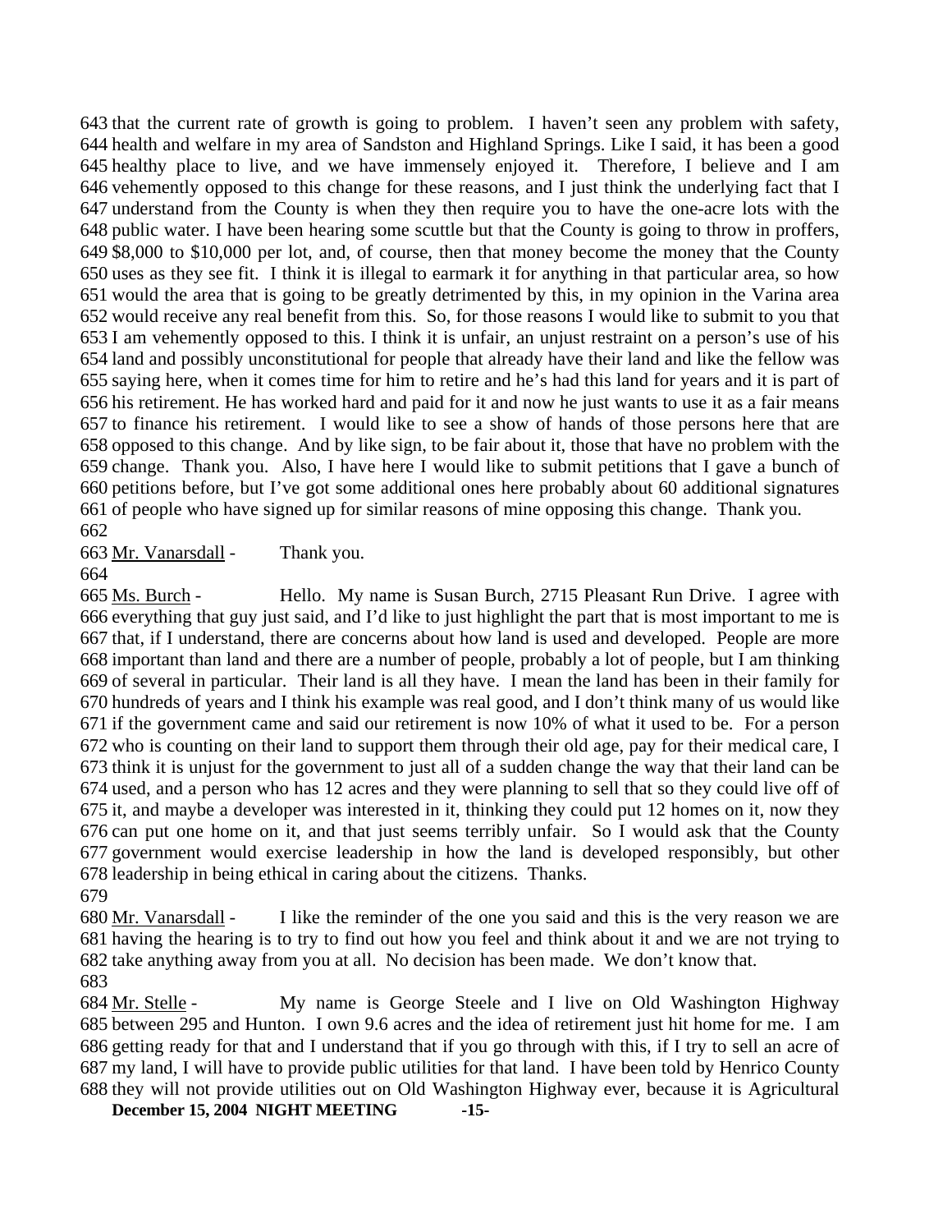643 that the current rate of growth is going to problem. I haven't seen any problem with safety, 644 health and welfare in my area of Sandston and Highland Springs. Like I said, it has been a good 645 healthy place to live, and we have immensely enjoyed it. Therefore, I believe and I am 646 vehemently opposed to this change for these reasons, and I just think the underlying fact that I 647 understand from the County is when they then require you to have the one-acre lots with the 648 public water. I have been hearing some scuttle but that the County is going to throw in proffers, 649 $8,000 to $10,000 per lot, and, of course, then that money become the money that the County 650 uses as they see fit. I think it is illegal to earmark it for anything in that particular area, so how 651 would the area that is going to be greatly detrimented by this, in my opinion in the Varina area 652 would receive any real benefit from this. So, for those reasons I would like to submit to you that 653 I am vehemently opposed to this. I think it is unfair, an unjust restraint on a person's use of his 654 land and possibly unconstitutional for people that already have their land and like the fellow was 655 saying here, when it comes time for him to retire and he's had this land for years and it is part of 656 his retirement. He has worked hard and paid for it and now he just wants to use it as a fair means 657 to finance his retirement. I would like to see a show of hands of those persons here that are 658 opposed to this change. And by like sign, to be fair about it, those that have no problem with the 659 change. Thank you. Also, I have here I would like to submit petitions that I gave a bunch of 660 petitions before, but I've got some additional ones here probably about 60 additional signatures 661 of people who have signed up for similar reasons of mine opposing this change. Thank you.

662

663 Mr. Vanarsdall - Thank you.

664

665 Ms. Burch - Hello. My name is Susan Burch, 2715 Pleasant Run Drive. I agree with 666 everything that guy just said, and I'd like to just highlight the part that is most important to me is 667 that, if I understand, there are concerns about how land is used and developed. People are more 668 important than land and there are a number of people, probably a lot of people, but I am thinking 669 of several in particular. Their land is all they have. I mean the land has been in their family for 670 hundreds of years and I think his example was real good, and I don't think many of us would like 671 if the government came and said our retirement is now 10% of what it used to be. For a person 672 who is counting on their land to support them through their old age, pay for their medical care, I 673 think it is unjust for the government to just all of a sudden change the way that their land can be 674 used, and a person who has 12 acres and they were planning to sell that so they could live off of 675 it, and maybe a developer was interested in it, thinking they could put 12 homes on it, now they 676 can put one home on it, and that just seems terribly unfair. So I would ask that the County 677 government would exercise leadership in how the land is developed responsibly, but other 678 leadership in being ethical in caring about the citizens. Thanks.

679

680 Mr. Vanarsdall - I like the reminder of the one you said and this is the very reason we are 681 having the hearing is to try to find out how you feel and think about it and we are not trying to 682 take anything away from you at all. No decision has been made. We don't know that.

683

684 Mr. Stelle - My name is George Steele and I live on Old Washington Highway 685 between 295 and Hunton. I own 9.6 acres and the idea of retirement just hit home for me. I am 686 getting ready for that and I understand that if you go through with this, if I try to sell an acre of 687 my land, I will have to provide public utilities for that land. I have been told by Henrico County 688 they will not provide utilities out on Old Washington Highway ever, because it is Agricultural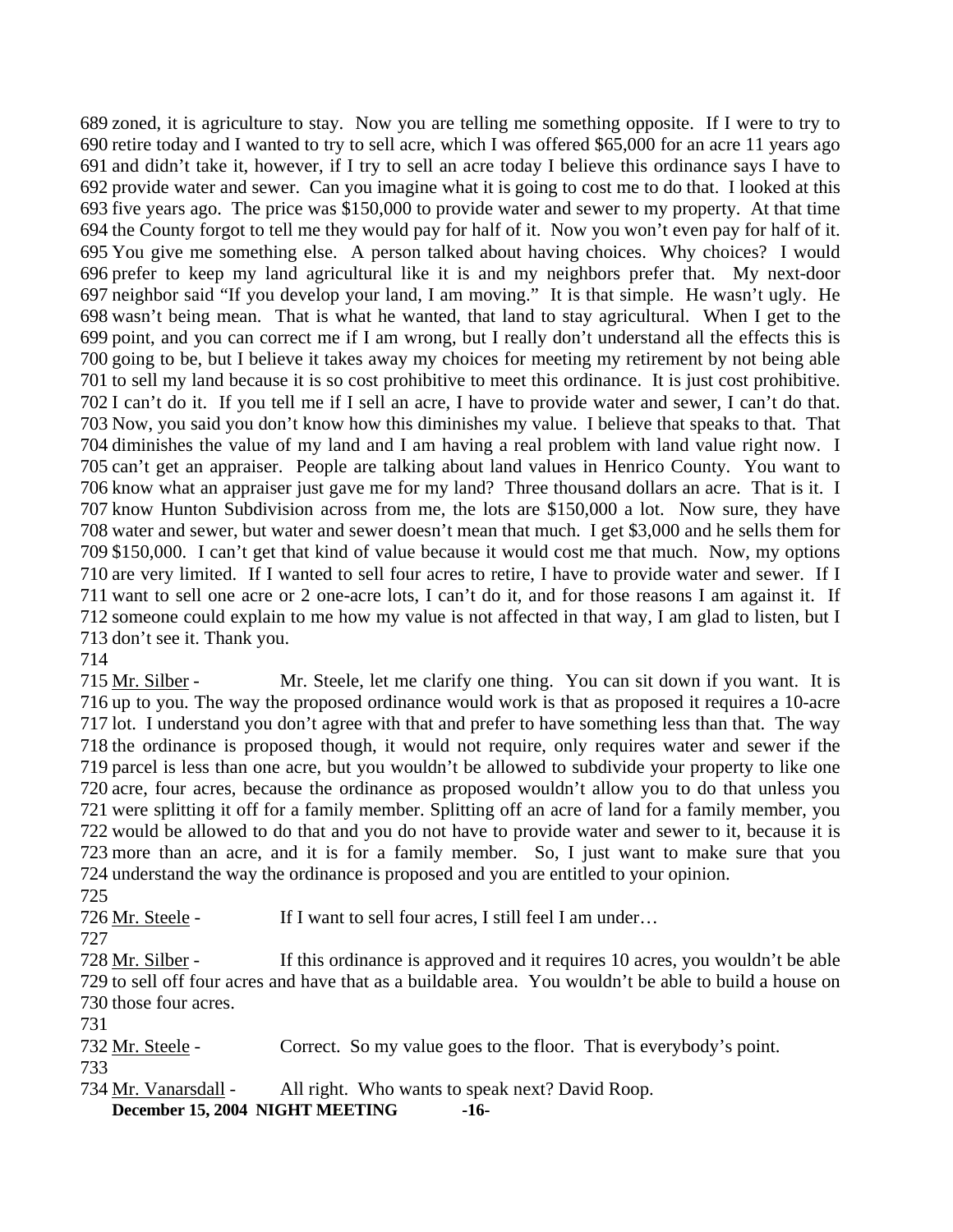689 zoned, it is agriculture to stay. Now you are telling me something opposite. If I were to try to 690 retire today and I wanted to try to sell acre, which I was offered $65,000 for an acre 11 years ago 691 and didn't take it, however, if I try to sell an acre today I believe this ordinance says I have to 692 provide water and sewer. Can you imagine what it is going to cost me to do that. I looked at this 693 five years ago. The price was $150,000 to provide water and sewer to my property. At that time 694 the County forgot to tell me they would pay for half of it. Now you won't even pay for half of it. 695 You give me something else. A person talked about having choices. Why choices? I would 696 prefer to keep my land agricultural like it is and my neighbors prefer that. My next-door 697 neighbor said "If you develop your land, I am moving." It is that simple. He wasn't ugly. He 698 wasn't being mean. That is what he wanted, that land to stay agricultural. When I get to the 699 point, and you can correct me if I am wrong, but I really don't understand all the effects this is 700 going to be, but I believe it takes away my choices for meeting my retirement by not being able 701 to sell my land because it is so cost prohibitive to meet this ordinance. It is just cost prohibitive. 702 I can't do it. If you tell me if I sell an acre, I have to provide water and sewer, I can't do that. 703 Now, you said you don't know how this diminishes my value. I believe that speaks to that. That 704 diminishes the value of my land and I am having a real problem with land value right now. I 705 can't get an appraiser. People are talking about land values in Henrico County. You want to 706 know what an appraiser just gave me for my land? Three thousand dollars an acre. That is it. I 707 know Hunton Subdivision across from me, the lots are $150,000 a lot. Now sure, they have 708 water and sewer, but water and sewer doesn't mean that much. I get $3,000 and he sells them for 709 $150,000. I can't get that kind of value because it would cost me that much. Now, my options 710 are very limited. If I wanted to sell four acres to retire, I have to provide water and sewer. If I 711 want to sell one acre or 2 one-acre lots, I can't do it, and for those reasons I am against it. If 712 someone could explain to me how my value is not affected in that way, I am glad to listen, but I 713 don't see it. Thank you.

714

715 Mr. Silber - Mr. Steele, let me clarify one thing. You can sit down if you want. It is 716 up to you. The way the proposed ordinance would work is that as proposed it requires a 10-acre 717 lot. I understand you don't agree with that and prefer to have something less than that. The way 718 the ordinance is proposed though, it would not require, only requires water and sewer if the 719 parcel is less than one acre, but you wouldn't be allowed to subdivide your property to like one 720 acre, four acres, because the ordinance as proposed wouldn't allow you to do that unless you 721 were splitting it off for a family member. Splitting off an acre of land for a family member, you 722 would be allowed to do that and you do not have to provide water and sewer to it, because it is 723 more than an acre, and it is for a family member. So, I just want to make sure that you 724 understand the way the ordinance is proposed and you are entitled to your opinion.

725

726 Mr. Steele - If I want to sell four acres, I still feel I am under…

727

728 Mr. Silber - If this ordinance is approved and it requires 10 acres, you wouldn't be able 729 to sell off four acres and have that as a buildable area. You wouldn't be able to build a house on 730 those four acres.

731

732 Mr. Steele - Correct. So my value goes to the floor. That is everybody's point.

733

734 Mr. Vanarsdall - All right. Who wants to speak next? David Roop.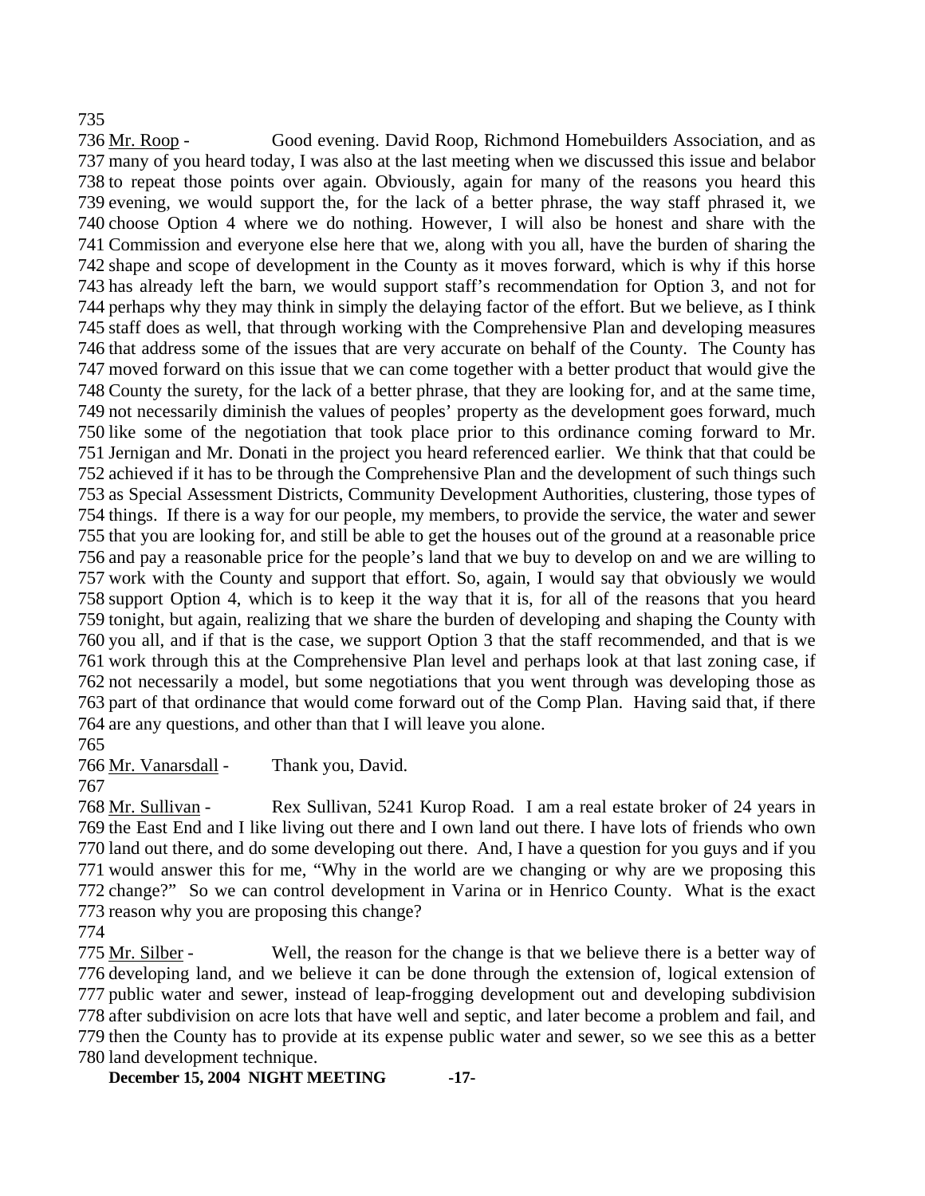735

736 Mr. Roop - Good evening. David Roop, Richmond Homebuilders Association, and as
737 many of you heard today, I was also at the last meeting when we discussed this issue and belabor
738 to repeat those points over again. Obviously, again for many of the reasons you heard this
739 evening, we would support the, for the lack of a better phrase, the way staff phrased it, we
740 choose Option 4 where we do nothing. However, I will also be honest and share with the
741 Commission and everyone else here that we, along with you all, have the burden of sharing the
742 shape and scope of development in the County as it moves forward, which is why if this horse
743 has already left the barn, we would support staff's recommendation for Option 3, and not for
744 perhaps why they may think in simply the delaying factor of the effort. But we believe, as I think
745 staff does as well, that through working with the Comprehensive Plan and developing measures
746 that address some of the issues that are very accurate on behalf of the County. The County has
747 moved forward on this issue that we can come together with a better product that would give the
748 County the surety, for the lack of a better phrase, that they are looking for, and at the same time,
749 not necessarily diminish the values of peoples' property as the development goes forward, much
750 like some of the negotiation that took place prior to this ordinance coming forward to Mr.
751 Jernigan and Mr. Donati in the project you heard referenced earlier. We think that that could be
752 achieved if it has to be through the Comprehensive Plan and the development of such things such
753 as Special Assessment Districts, Community Development Authorities, clustering, those types of
754 things. If there is a way for our people, my members, to provide the service, the water and sewer
755 that you are looking for, and still be able to get the houses out of the ground at a reasonable price
756 and pay a reasonable price for the people's land that we buy to develop on and we are willing to
757 work with the County and support that effort. So, again, I would say that obviously we would
758 support Option 4, which is to keep it the way that it is, for all of the reasons that you heard
759 tonight, but again, realizing that we share the burden of developing and shaping the County with
760 you all, and if that is the case, we support Option 3 that the staff recommended, and that is we
761 work through this at the Comprehensive Plan level and perhaps look at that last zoning case, if
762 not necessarily a model, but some negotiations that you went through was developing those as
763 part of that ordinance that would come forward out of the Comp Plan. Having said that, if there
764 are any questions, and other than that I will leave you alone.

765

766 Mr. Vanarsdall - Thank you, David.

767

768 Mr. Sullivan - Rex Sullivan, 5241 Kurop Road. I am a real estate broker of 24 years in
769 the East End and I like living out there and I own land out there. I have lots of friends who own
770 land out there, and do some developing out there. And, I have a question for you guys and if you
771 would answer this for me, "Why in the world are we changing or why are we proposing this
772 change?" So we can control development in Varina or in Henrico County. What is the exact
773 reason why you are proposing this change?

774

775 Mr. Silber - Well, the reason for the change is that we believe there is a better way of
776 developing land, and we believe it can be done through the extension of, logical extension of
777 public water and sewer, instead of leap-frogging development out and developing subdivision
778 after subdivision on acre lots that have well and septic, and later become a problem and fail, and
779 then the County has to provide at its expense public water and sewer, so we see this as a better
780 land development technique.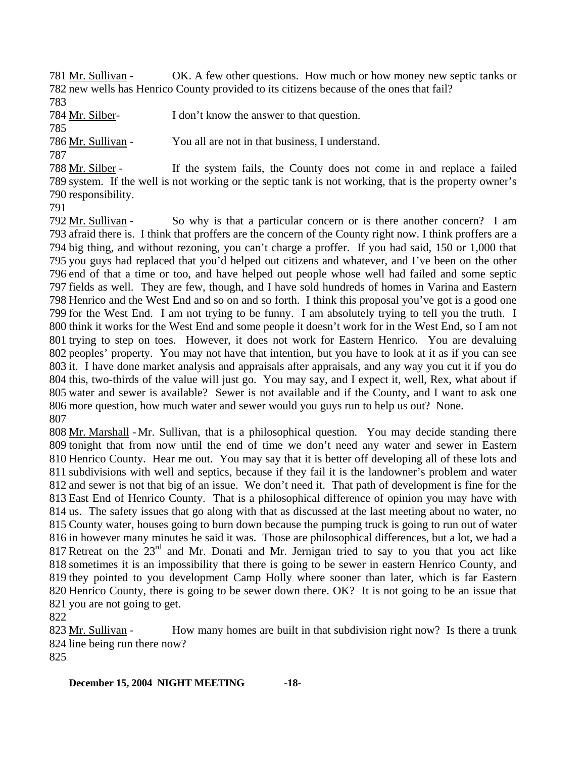781 Mr. Sullivan - OK. A few other questions. How much or how money new septic tanks or 782 new wells has Henrico County provided to its citizens because of the ones that fail?

783

784 Mr. Silber- I don't know the answer to that question.

785

786 Mr. Sullivan - You all are not in that business, I understand.

787

788 Mr. Silber - If the system fails, the County does not come in and replace a failed 789 system. If the well is not working or the septic tank is not working, that is the property owner's 790 responsibility.

791

792 Mr. Sullivan - So why is that a particular concern or is there another concern? I am 793 afraid there is. I think that proffers are the concern of the County right now. I think proffers are a 794 big thing, and without rezoning, you can't charge a proffer. If you had said, 150 or 1,000 that 795 you guys had replaced that you'd helped out citizens and whatever, and I've been on the other 796 end of that a time or too, and have helped out people whose well had failed and some septic 797 fields as well. They are few, though, and I have sold hundreds of homes in Varina and Eastern 798 Henrico and the West End and so on and so forth. I think this proposal you've got is a good one 799 for the West End. I am not trying to be funny. I am absolutely trying to tell you the truth. I 800 think it works for the West End and some people it doesn't work for in the West End, so I am not 801 trying to step on toes. However, it does not work for Eastern Henrico. You are devaluing 802 peoples' property. You may not have that intention, but you have to look at it as if you can see 803 it. I have done market analysis and appraisals after appraisals, and any way you cut it if you do 804 this, two-thirds of the value will just go. You may say, and I expect it, well, Rex, what about if 805 water and sewer is available? Sewer is not available and if the County, and I want to ask one 806 more question, how much water and sewer would you guys run to help us out? None.

807

808 Mr. Marshall - Mr. Sullivan, that is a philosophical question. You may decide standing there 809 tonight that from now until the end of time we don't need any water and sewer in Eastern 810 Henrico County. Hear me out. You may say that it is better off developing all of these lots and 811 subdivisions with well and septics, because if they fail it is the landowner's problem and water 812 and sewer is not that big of an issue. We don't need it. That path of development is fine for the 813 East End of Henrico County. That is a philosophical difference of opinion you may have with 814 us. The safety issues that go along with that as discussed at the last meeting about no water, no 815 County water, houses going to burn down because the pumping truck is going to run out of water 816 in however many minutes he said it was. Those are philosophical differences, but a lot, we had a 817 Retreat on the 23rd and Mr. Donati and Mr. Jernigan tried to say to you that you act like 818 sometimes it is an impossibility that there is going to be sewer in eastern Henrico County, and 819 they pointed to you development Camp Holly where sooner than later, which is far Eastern 820 Henrico County, there is going to be sewer down there. OK? It is not going to be an issue that 821 you are not going to get.

822

823 Mr. Sullivan - How many homes are built in that subdivision right now? Is there a trunk 824 line being run there now?

825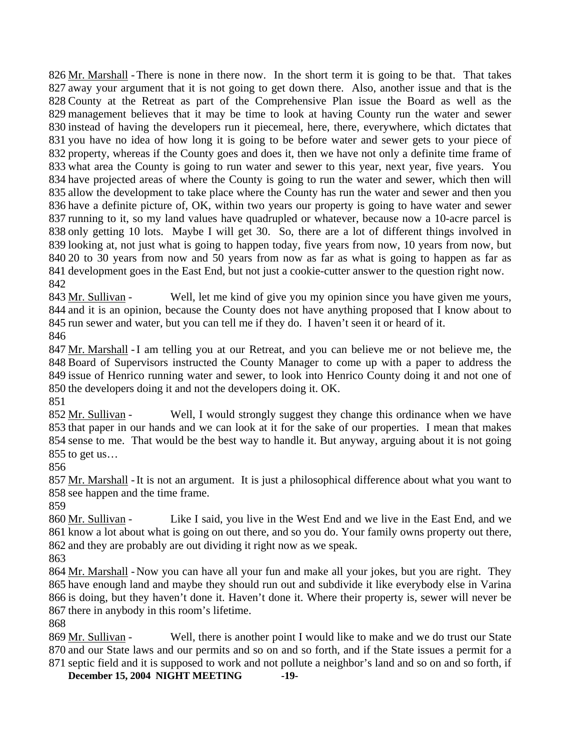826 Mr. Marshall - There is none in there now. In the short term it is going to be that. That takes
827 away your argument that it is not going to get down there. Also, another issue and that is the
828 County at the Retreat as part of the Comprehensive Plan issue the Board as well as the
829 management believes that it may be time to look at having County run the water and sewer
830 instead of having the developers run it piecemeal, here, there, everywhere, which dictates that
831 you have no idea of how long it is going to be before water and sewer gets to your piece of
832 property, whereas if the County goes and does it, then we have not only a definite time frame of
833 what area the County is going to run water and sewer to this year, next year, five years. You
834 have projected areas of where the County is going to run the water and sewer, which then will
835 allow the development to take place where the County has run the water and sewer and then you
836 have a definite picture of, OK, within two years our property is going to have water and sewer
837 running to it, so my land values have quadrupled or whatever, because now a 10-acre parcel is
838 only getting 10 lots. Maybe I will get 30. So, there are a lot of different things involved in
839 looking at, not just what is going to happen today, five years from now, 10 years from now, but
840 20 to 30 years from now and 50 years from now as far as what is going to happen as far as
841 development goes in the East End, but not just a cookie-cutter answer to the question right now.
842
843 Mr. Sullivan - Well, let me kind of give you my opinion since you have given me yours,
844 and it is an opinion, because the County does not have anything proposed that I know about to
845 run sewer and water, but you can tell me if they do. I haven't seen it or heard of it.
846
847 Mr. Marshall - I am telling you at our Retreat, and you can believe me or not believe me, the
848 Board of Supervisors instructed the County Manager to come up with a paper to address the
849 issue of Henrico running water and sewer, to look into Henrico County doing it and not one of
850 the developers doing it and not the developers doing it. OK.
851
852 Mr. Sullivan - Well, I would strongly suggest they change this ordinance when we have
853 that paper in our hands and we can look at it for the sake of our properties. I mean that makes
854 sense to me. That would be the best way to handle it. But anyway, arguing about it is not going
855 to get us…
856
857 Mr. Marshall - It is not an argument. It is just a philosophical difference about what you want to
858 see happen and the time frame.
859
860 Mr. Sullivan - Like I said, you live in the West End and we live in the East End, and we
861 know a lot about what is going on out there, and so you do. Your family owns property out there,
862 and they are probably are out dividing it right now as we speak.
863
864 Mr. Marshall - Now you can have all your fun and make all your jokes, but you are right. They
865 have enough land and maybe they should run out and subdivide it like everybody else in Varina
866 is doing, but they haven't done it. Haven't done it. Where their property is, sewer will never be
867 there in anybody in this room's lifetime.
868
869 Mr. Sullivan - Well, there is another point I would like to make and we do trust our State
870 and our State laws and our permits and so on and so forth, and if the State issues a permit for a
871 septic field and it is supposed to work and not pollute a neighbor's land and so on and so forth, if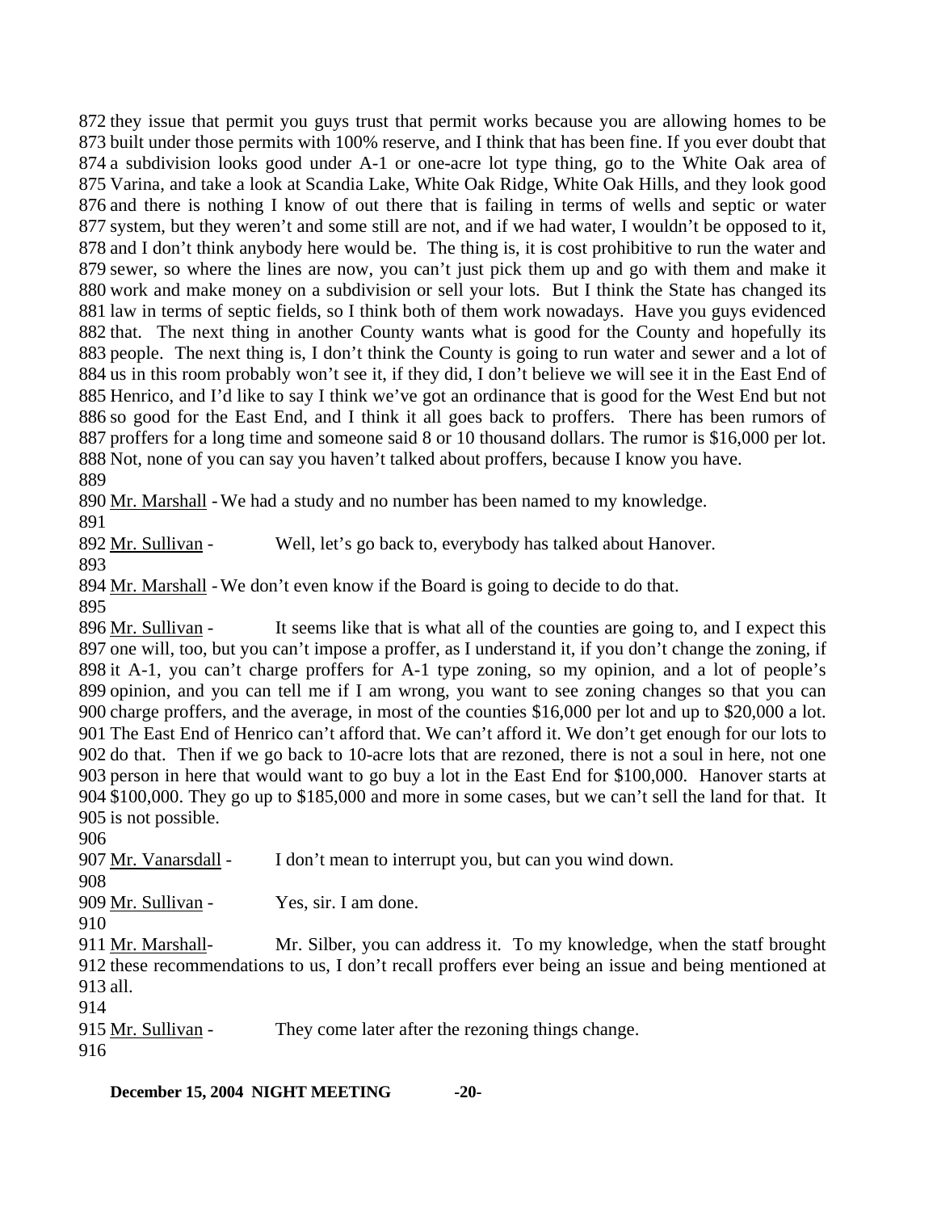872 they issue that permit you guys trust that permit works because you are allowing homes to be
873 built under those permits with 100% reserve, and I think that has been fine. If you ever doubt that
874 a subdivision looks good under A-1 or one-acre lot type thing, go to the White Oak area of
875 Varina, and take a look at Scandia Lake, White Oak Ridge, White Oak Hills, and they look good
876 and there is nothing I know of out there that is failing in terms of wells and septic or water
877 system, but they weren't and some still are not, and if we had water, I wouldn't be opposed to it,
878 and I don't think anybody here would be. The thing is, it is cost prohibitive to run the water and
879 sewer, so where the lines are now, you can't just pick them up and go with them and make it
880 work and make money on a subdivision or sell your lots. But I think the State has changed its
881 law in terms of septic fields, so I think both of them work nowadays. Have you guys evidenced
882 that. The next thing in another County wants what is good for the County and hopefully its
883 people. The next thing is, I don't think the County is going to run water and sewer and a lot of
884 us in this room probably won't see it, if they did, I don't believe we will see it in the East End of
885 Henrico, and I'd like to say I think we've got an ordinance that is good for the West End but not
886 so good for the East End, and I think it all goes back to proffers. There has been rumors of
887 proffers for a long time and someone said 8 or 10 thousand dollars. The rumor is $16,000 per lot.
888 Not, none of you can say you haven't talked about proffers, because I know you have.
889
890 Mr. Marshall - We had a study and no number has been named to my knowledge.
891
892 Mr. Sullivan - Well, let's go back to, everybody has talked about Hanover.
893
894 Mr. Marshall - We don't even know if the Board is going to decide to do that.
895
896 Mr. Sullivan - It seems like that is what all of the counties are going to, and I expect this
897 one will, too, but you can't impose a proffer, as I understand it, if you don't change the zoning, if
898 it A-1, you can't charge proffers for A-1 type zoning, so my opinion, and a lot of people's
899 opinion, and you can tell me if I am wrong, you want to see zoning changes so that you can
900 charge proffers, and the average, in most of the counties $16,000 per lot and up to $20,000 a lot.
901 The East End of Henrico can't afford that. We can't afford it. We don't get enough for our lots to
902 do that. Then if we go back to 10-acre lots that are rezoned, there is not a soul in here, not one
903 person in here that would want to go buy a lot in the East End for $100,000. Hanover starts at
904 $100,000. They go up to $185,000 and more in some cases, but we can't sell the land for that. It
905 is not possible.
906
907 Mr. Vanarsdall - I don't mean to interrupt you, but can you wind down.
908
909 Mr. Sullivan - Yes, sir. I am done.
910
911 Mr. Marshall- Mr. Silber, you can address it. To my knowledge, when the statf brought
912 these recommendations to us, I don't recall proffers ever being an issue and being mentioned at
913 all.
914
915 Mr. Sullivan - They come later after the rezoning things change.
916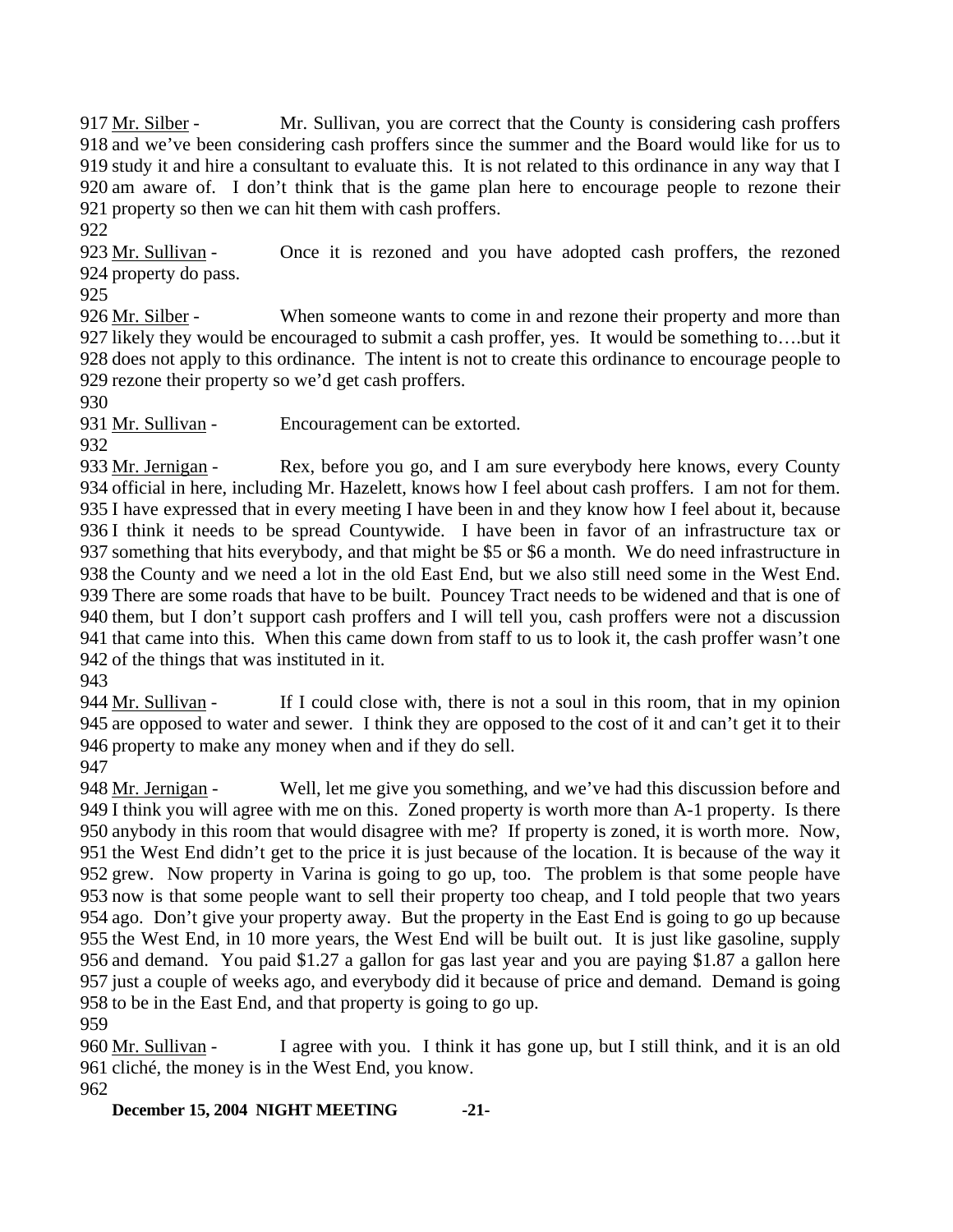917 Mr. Silber - Mr. Sullivan, you are correct that the County is considering cash proffers
918 and we've been considering cash proffers since the summer and the Board would like for us to
919 study it and hire a consultant to evaluate this. It is not related to this ordinance in any way that I
920 am aware of. I don't think that is the game plan here to encourage people to rezone their
921 property so then we can hit them with cash proffers.
922
923 Mr. Sullivan - Once it is rezoned and you have adopted cash proffers, the rezoned
924 property do pass.
925
926 Mr. Silber - When someone wants to come in and rezone their property and more than
927 likely they would be encouraged to submit a cash proffer, yes. It would be something to….but it
928 does not apply to this ordinance. The intent is not to create this ordinance to encourage people to
929 rezone their property so we'd get cash proffers.
930
931 Mr. Sullivan - Encouragement can be extorted.
932
933 Mr. Jernigan - Rex, before you go, and I am sure everybody here knows, every County
934 official in here, including Mr. Hazelett, knows how I feel about cash proffers. I am not for them.
935 I have expressed that in every meeting I have been in and they know how I feel about it, because
936 I think it needs to be spread Countywide. I have been in favor of an infrastructure tax or
937 something that hits everybody, and that might be $5 or $6 a month. We do need infrastructure in
938 the County and we need a lot in the old East End, but we also still need some in the West End.
939 There are some roads that have to be built. Pouncey Tract needs to be widened and that is one of
940 them, but I don't support cash proffers and I will tell you, cash proffers were not a discussion
941 that came into this. When this came down from staff to us to look it, the cash proffer wasn't one
942 of the things that was instituted in it.
943
944 Mr. Sullivan - If I could close with, there is not a soul in this room, that in my opinion
945 are opposed to water and sewer. I think they are opposed to the cost of it and can't get it to their
946 property to make any money when and if they do sell.
947
948 Mr. Jernigan - Well, let me give you something, and we've had this discussion before and
949 I think you will agree with me on this. Zoned property is worth more than A-1 property. Is there
950 anybody in this room that would disagree with me? If property is zoned, it is worth more. Now,
951 the West End didn't get to the price it is just because of the location. It is because of the way it
952 grew. Now property in Varina is going to go up, too. The problem is that some people have
953 now is that some people want to sell their property too cheap, and I told people that two years
954 ago. Don't give your property away. But the property in the East End is going to go up because
955 the West End, in 10 more years, the West End will be built out. It is just like gasoline, supply
956 and demand. You paid $1.27 a gallon for gas last year and you are paying $1.87 a gallon here
957 just a couple of weeks ago, and everybody did it because of price and demand. Demand is going
958 to be in the East End, and that property is going to go up.
959
960 Mr. Sullivan - I agree with you. I think it has gone up, but I still think, and it is an old
961 cliché, the money is in the West End, you know.
962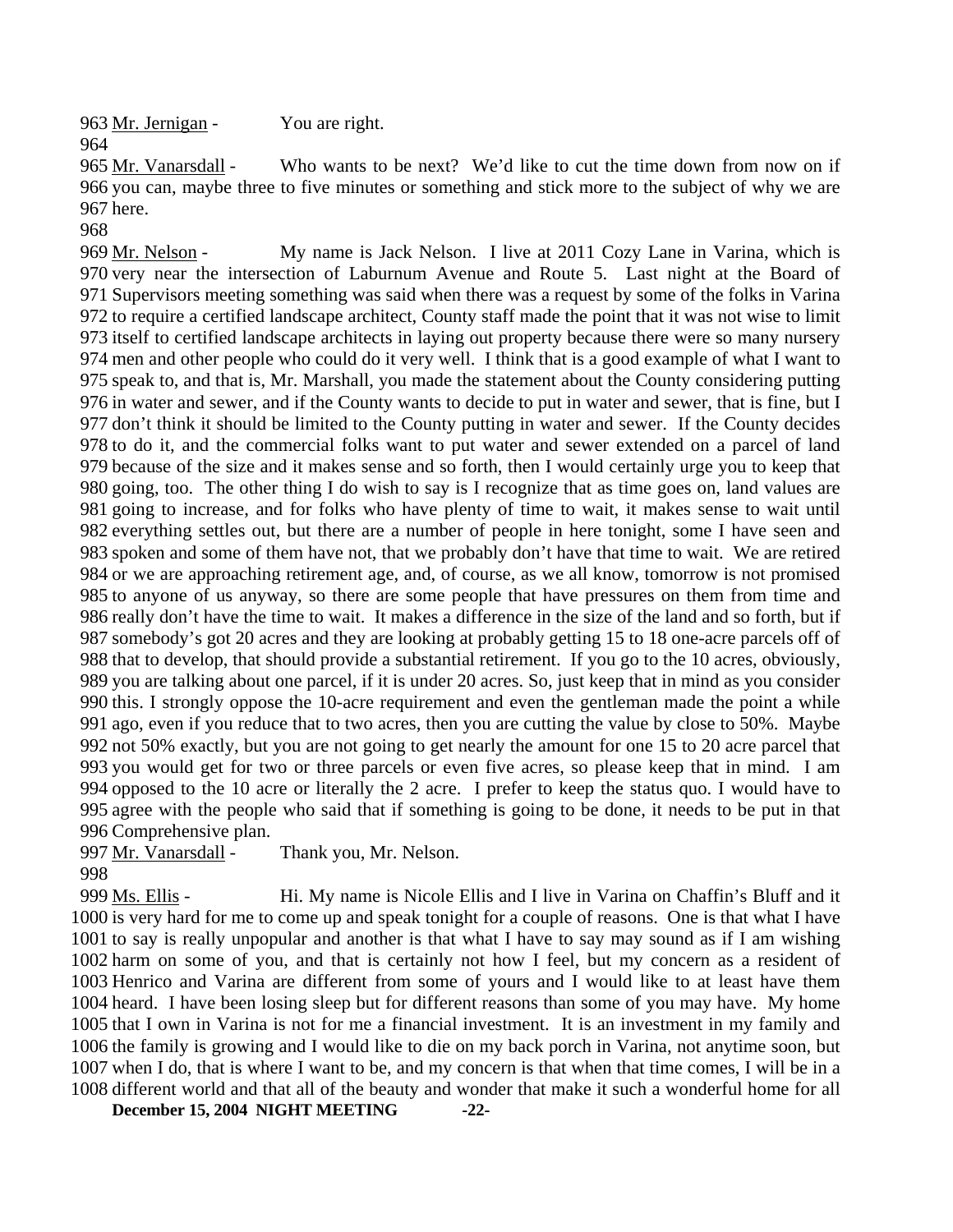963 Mr. Jernigan - You are right.

964

965 Mr. Vanarsdall - Who wants to be next? We'd like to cut the time down from now on if 966 you can, maybe three to five minutes or something and stick more to the subject of why we are 967 here.

968

969 Mr. Nelson - My name is Jack Nelson. I live at 2011 Cozy Lane in Varina, which is 970 very near the intersection of Laburnum Avenue and Route 5. Last night at the Board of 971 Supervisors meeting something was said when there was a request by some of the folks in Varina 972 to require a certified landscape architect, County staff made the point that it was not wise to limit 973 itself to certified landscape architects in laying out property because there were so many nursery 974 men and other people who could do it very well. I think that is a good example of what I want to 975 speak to, and that is, Mr. Marshall, you made the statement about the County considering putting 976 in water and sewer, and if the County wants to decide to put in water and sewer, that is fine, but I 977 don't think it should be limited to the County putting in water and sewer. If the County decides 978 to do it, and the commercial folks want to put water and sewer extended on a parcel of land 979 because of the size and it makes sense and so forth, then I would certainly urge you to keep that 980 going, too. The other thing I do wish to say is I recognize that as time goes on, land values are 981 going to increase, and for folks who have plenty of time to wait, it makes sense to wait until 982 everything settles out, but there are a number of people in here tonight, some I have seen and 983 spoken and some of them have not, that we probably don't have that time to wait. We are retired 984 or we are approaching retirement age, and, of course, as we all know, tomorrow is not promised 985 to anyone of us anyway, so there are some people that have pressures on them from time and 986 really don't have the time to wait. It makes a difference in the size of the land and so forth, but if 987 somebody's got 20 acres and they are looking at probably getting 15 to 18 one-acre parcels off of 988 that to develop, that should provide a substantial retirement. If you go to the 10 acres, obviously, 989 you are talking about one parcel, if it is under 20 acres. So, just keep that in mind as you consider 990 this. I strongly oppose the 10-acre requirement and even the gentleman made the point a while 991 ago, even if you reduce that to two acres, then you are cutting the value by close to 50%. Maybe 992 not 50% exactly, but you are not going to get nearly the amount for one 15 to 20 acre parcel that 993 you would get for two or three parcels or even five acres, so please keep that in mind. I am 994 opposed to the 10 acre or literally the 2 acre. I prefer to keep the status quo. I would have to 995 agree with the people who said that if something is going to be done, it needs to be put in that 996 Comprehensive plan.

997 Mr. Vanarsdall - Thank you, Mr. Nelson.

998

999 Ms. Ellis - Hi. My name is Nicole Ellis and I live in Varina on Chaffin's Bluff and it 1000 is very hard for me to come up and speak tonight for a couple of reasons. One is that what I have 1001 to say is really unpopular and another is that what I have to say may sound as if I am wishing 1002 harm on some of you, and that is certainly not how I feel, but my concern as a resident of 1003 Henrico and Varina are different from some of yours and I would like to at least have them 1004 heard. I have been losing sleep but for different reasons than some of you may have. My home 1005 that I own in Varina is not for me a financial investment. It is an investment in my family and 1006 the family is growing and I would like to die on my back porch in Varina, not anytime soon, but 1007 when I do, that is where I want to be, and my concern is that when that time comes, I will be in a 1008 different world and that all of the beauty and wonder that make it such a wonderful home for all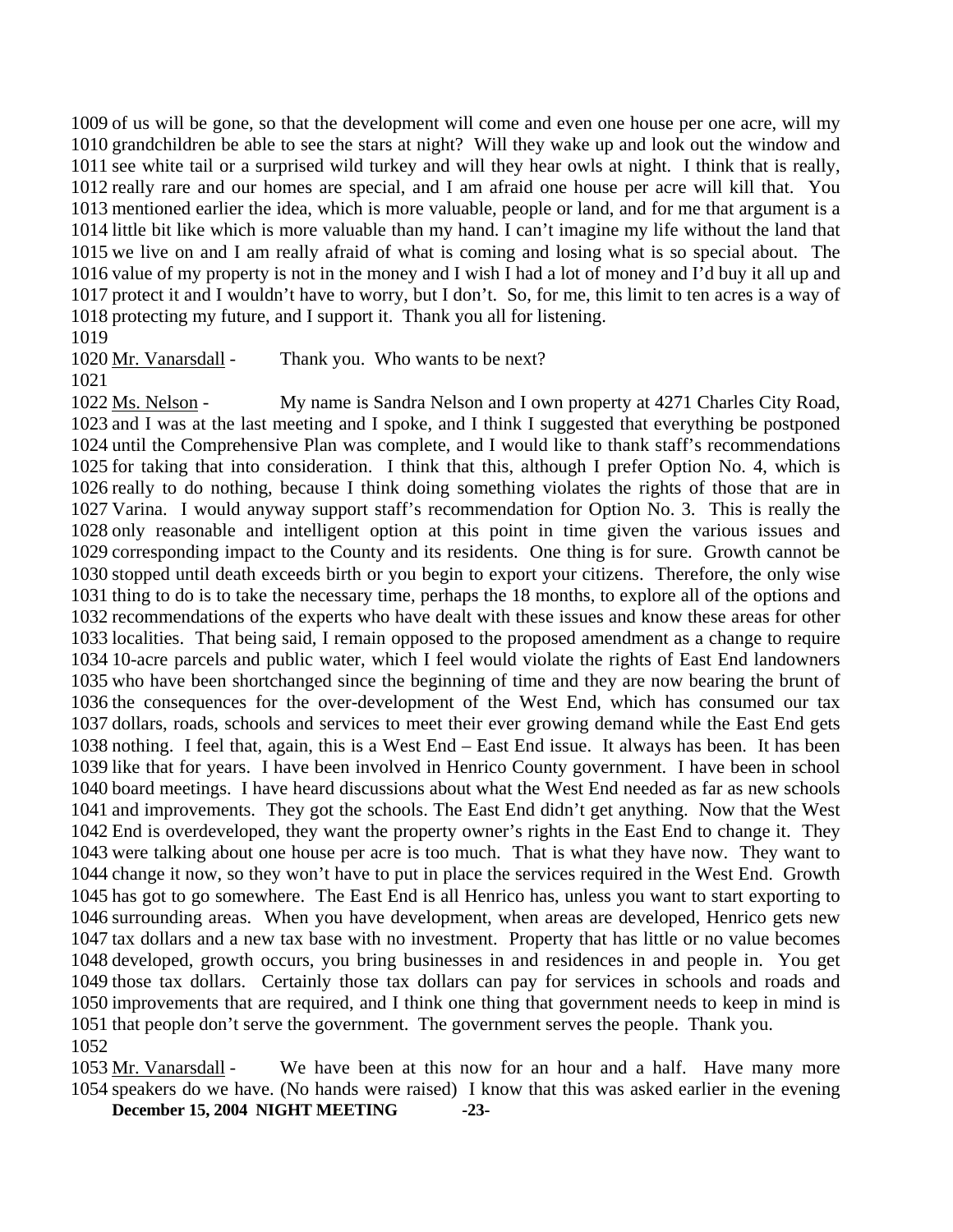1009 of us will be gone, so that the development will come and even one house per one acre, will my
1010 grandchildren be able to see the stars at night? Will they wake up and look out the window and
1011 see white tail or a surprised wild turkey and will they hear owls at night. I think that is really,
1012 really rare and our homes are special, and I am afraid one house per acre will kill that. You
1013 mentioned earlier the idea, which is more valuable, people or land, and for me that argument is a
1014 little bit like which is more valuable than my hand. I can't imagine my life without the land that
1015 we live on and I am really afraid of what is coming and losing what is so special about. The
1016 value of my property is not in the money and I wish I had a lot of money and I'd buy it all up and
1017 protect it and I wouldn't have to worry, but I don't. So, for me, this limit to ten acres is a way of
1018 protecting my future, and I support it. Thank you all for listening.
1019
1020 Mr. Vanarsdall - Thank you. Who wants to be next?
1021
1022 Ms. Nelson - My name is Sandra Nelson and I own property at 4271 Charles City Road,
1023 and I was at the last meeting and I spoke, and I think I suggested that everything be postponed
1024 until the Comprehensive Plan was complete, and I would like to thank staff's recommendations
1025 for taking that into consideration. I think that this, although I prefer Option No. 4, which is
1026 really to do nothing, because I think doing something violates the rights of those that are in
1027 Varina. I would anyway support staff's recommendation for Option No. 3. This is really the
1028 only reasonable and intelligent option at this point in time given the various issues and
1029 corresponding impact to the County and its residents. One thing is for sure. Growth cannot be
1030 stopped until death exceeds birth or you begin to export your citizens. Therefore, the only wise
1031 thing to do is to take the necessary time, perhaps the 18 months, to explore all of the options and
1032 recommendations of the experts who have dealt with these issues and know these areas for other
1033 localities. That being said, I remain opposed to the proposed amendment as a change to require
1034 10-acre parcels and public water, which I feel would violate the rights of East End landowners
1035 who have been shortchanged since the beginning of time and they are now bearing the brunt of
1036 the consequences for the over-development of the West End, which has consumed our tax
1037 dollars, roads, schools and services to meet their ever growing demand while the East End gets
1038 nothing. I feel that, again, this is a West End – East End issue. It always has been. It has been
1039 like that for years. I have been involved in Henrico County government. I have been in school
1040 board meetings. I have heard discussions about what the West End needed as far as new schools
1041 and improvements. They got the schools. The East End didn't get anything. Now that the West
1042 End is overdeveloped, they want the property owner's rights in the East End to change it. They
1043 were talking about one house per acre is too much. That is what they have now. They want to
1044 change it now, so they won't have to put in place the services required in the West End. Growth
1045 has got to go somewhere. The East End is all Henrico has, unless you want to start exporting to
1046 surrounding areas. When you have development, when areas are developed, Henrico gets new
1047 tax dollars and a new tax base with no investment. Property that has little or no value becomes
1048 developed, growth occurs, you bring businesses in and residences in and people in. You get
1049 those tax dollars. Certainly those tax dollars can pay for services in schools and roads and
1050 improvements that are required, and I think one thing that government needs to keep in mind is
1051 that people don't serve the government. The government serves the people. Thank you.
1052
1053 Mr. Vanarsdall - We have been at this now for an hour and a half. Have many more
1054 speakers do we have. (No hands were raised) I know that this was asked earlier in the evening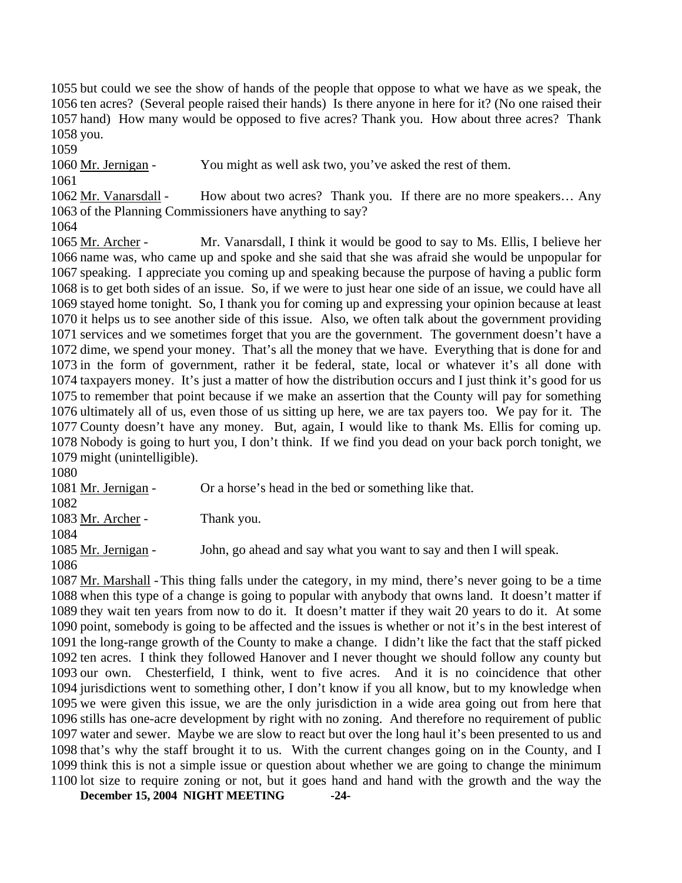1055 but could we see the show of hands of the people that oppose to what we have as we speak, the 1056 ten acres? (Several people raised their hands) Is there anyone in here for it? (No one raised their 1057 hand) How many would be opposed to five acres? Thank you. How about three acres? Thank 1058 you.

1059

1060 Mr. Jernigan - You might as well ask two, you've asked the rest of them.

1061

1062 Mr. Vanarsdall - How about two acres? Thank you. If there are no more speakers… Any 1063 of the Planning Commissioners have anything to say?

1064

1065 Mr. Archer - Mr. Vanarsdall, I think it would be good to say to Ms. Ellis, I believe her 1066 name was, who came up and spoke and she said that she was afraid she would be unpopular for 1067 speaking. I appreciate you coming up and speaking because the purpose of having a public form 1068 is to get both sides of an issue. So, if we were to just hear one side of an issue, we could have all 1069 stayed home tonight. So, I thank you for coming up and expressing your opinion because at least 1070 it helps us to see another side of this issue. Also, we often talk about the government providing 1071 services and we sometimes forget that you are the government. The government doesn't have a 1072 dime, we spend your money. That's all the money that we have. Everything that is done for and 1073 in the form of government, rather it be federal, state, local or whatever it's all done with 1074 taxpayers money. It's just a matter of how the distribution occurs and I just think it's good for us 1075 to remember that point because if we make an assertion that the County will pay for something 1076 ultimately all of us, even those of us sitting up here, we are tax payers too. We pay for it. The 1077 County doesn't have any money. But, again, I would like to thank Ms. Ellis for coming up. 1078 Nobody is going to hurt you, I don't think. If we find you dead on your back porch tonight, we 1079 might (unintelligible).

1080

1081 Mr. Jernigan - Or a horse's head in the bed or something like that.

1082

1083 Mr. Archer - Thank you.

1084

1085 Mr. Jernigan - John, go ahead and say what you want to say and then I will speak.

1086

1087 Mr. Marshall - This thing falls under the category, in my mind, there's never going to be a time 1088 when this type of a change is going to popular with anybody that owns land. It doesn't matter if 1089 they wait ten years from now to do it. It doesn't matter if they wait 20 years to do it. At some 1090 point, somebody is going to be affected and the issues is whether or not it's in the best interest of 1091 the long-range growth of the County to make a change. I didn't like the fact that the staff picked 1092 ten acres. I think they followed Hanover and I never thought we should follow any county but 1093 our own. Chesterfield, I think, went to five acres. And it is no coincidence that other 1094 jurisdictions went to something other, I don't know if you all know, but to my knowledge when 1095 we were given this issue, we are the only jurisdiction in a wide area going out from here that 1096 stills has one-acre development by right with no zoning. And therefore no requirement of public 1097 water and sewer. Maybe we are slow to react but over the long haul it's been presented to us and 1098 that's why the staff brought it to us. With the current changes going on in the County, and I 1099 think this is not a simple issue or question about whether we are going to change the minimum 1100 lot size to require zoning or not, but it goes hand and hand with the growth and the way the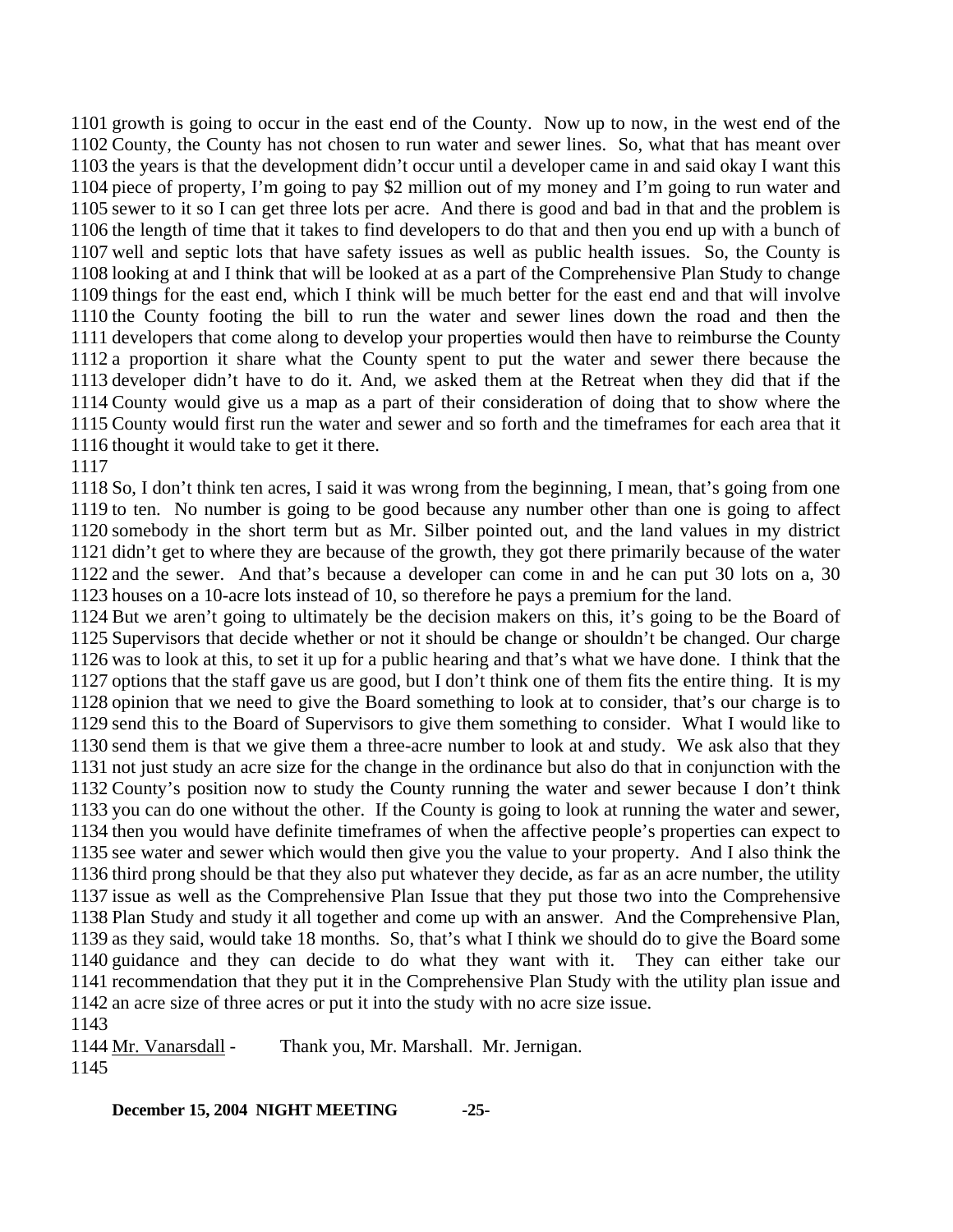1101 growth is going to occur in the east end of the County. Now up to now, in the west end of the 1102 County, the County has not chosen to run water and sewer lines. So, what that has meant over 1103 the years is that the development didn't occur until a developer came in and said okay I want this 1104 piece of property, I'm going to pay $2 million out of my money and I'm going to run water and 1105 sewer to it so I can get three lots per acre. And there is good and bad in that and the problem is 1106 the length of time that it takes to find developers to do that and then you end up with a bunch of 1107 well and septic lots that have safety issues as well as public health issues. So, the County is 1108 looking at and I think that will be looked at as a part of the Comprehensive Plan Study to change 1109 things for the east end, which I think will be much better for the east end and that will involve 1110 the County footing the bill to run the water and sewer lines down the road and then the 1111 developers that come along to develop your properties would then have to reimburse the County 1112 a proportion it share what the County spent to put the water and sewer there because the 1113 developer didn't have to do it. And, we asked them at the Retreat when they did that if the 1114 County would give us a map as a part of their consideration of doing that to show where the 1115 County would first run the water and sewer and so forth and the timeframes for each area that it 1116 thought it would take to get it there.

1117

1118 So, I don't think ten acres, I said it was wrong from the beginning, I mean, that's going from one 1119 to ten. No number is going to be good because any number other than one is going to affect 1120 somebody in the short term but as Mr. Silber pointed out, and the land values in my district 1121 didn't get to where they are because of the growth, they got there primarily because of the water 1122 and the sewer. And that's because a developer can come in and he can put 30 lots on a, 30 1123 houses on a 10-acre lots instead of 10, so therefore he pays a premium for the land.

1124 But we aren't going to ultimately be the decision makers on this, it's going to be the Board of 1125 Supervisors that decide whether or not it should be change or shouldn't be changed. Our charge 1126 was to look at this, to set it up for a public hearing and that's what we have done. I think that the 1127 options that the staff gave us are good, but I don't think one of them fits the entire thing. It is my 1128 opinion that we need to give the Board something to look at to consider, that's our charge is to 1129 send this to the Board of Supervisors to give them something to consider. What I would like to 1130 send them is that we give them a three-acre number to look at and study. We ask also that they 1131 not just study an acre size for the change in the ordinance but also do that in conjunction with the 1132 County's position now to study the County running the water and sewer because I don't think 1133 you can do one without the other. If the County is going to look at running the water and sewer, 1134 then you would have definite timeframes of when the affective people's properties can expect to 1135 see water and sewer which would then give you the value to your property. And I also think the 1136 third prong should be that they also put whatever they decide, as far as an acre number, the utility 1137 issue as well as the Comprehensive Plan Issue that they put those two into the Comprehensive 1138 Plan Study and study it all together and come up with an answer. And the Comprehensive Plan, 1139 as they said, would take 18 months. So, that's what I think we should do to give the Board some 1140 guidance and they can decide to do what they want with it. They can either take our 1141 recommendation that they put it in the Comprehensive Plan Study with the utility plan issue and 1142 an acre size of three acres or put it into the study with no acre size issue.

1143

1144 Mr. Vanarsdall - Thank you, Mr. Marshall. Mr. Jernigan.

1145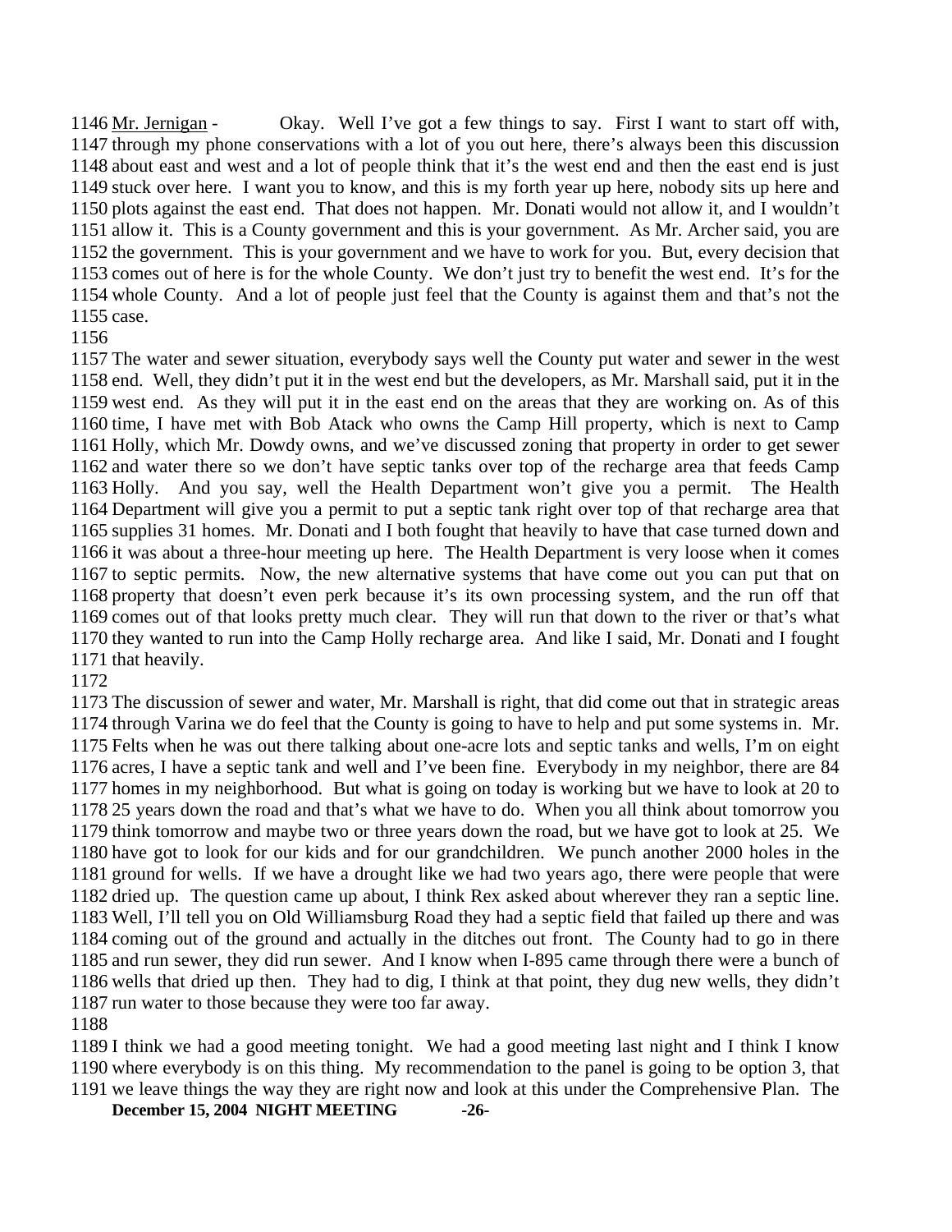1146 Mr. Jernigan - Okay. Well I've got a few things to say. First I want to start off with, 1147 through my phone conservations with a lot of you out here, there's always been this discussion 1148 about east and west and a lot of people think that it's the west end and then the east end is just 1149 stuck over here. I want you to know, and this is my forth year up here, nobody sits up here and 1150 plots against the east end. That does not happen. Mr. Donati would not allow it, and I wouldn't 1151 allow it. This is a County government and this is your government. As Mr. Archer said, you are 1152 the government. This is your government and we have to work for you. But, every decision that 1153 comes out of here is for the whole County. We don't just try to benefit the west end. It's for the 1154 whole County. And a lot of people just feel that the County is against them and that's not the 1155 case.

1156

1157 The water and sewer situation, everybody says well the County put water and sewer in the west 1158 end. Well, they didn't put it in the west end but the developers, as Mr. Marshall said, put it in the 1159 west end. As they will put it in the east end on the areas that they are working on. As of this 1160 time, I have met with Bob Atack who owns the Camp Hill property, which is next to Camp 1161 Holly, which Mr. Dowdy owns, and we've discussed zoning that property in order to get sewer 1162 and water there so we don't have septic tanks over top of the recharge area that feeds Camp 1163 Holly. And you say, well the Health Department won't give you a permit. The Health 1164 Department will give you a permit to put a septic tank right over top of that recharge area that 1165 supplies 31 homes. Mr. Donati and I both fought that heavily to have that case turned down and 1166 it was about a three-hour meeting up here. The Health Department is very loose when it comes 1167 to septic permits. Now, the new alternative systems that have come out you can put that on 1168 property that doesn't even perk because it's its own processing system, and the run off that 1169 comes out of that looks pretty much clear. They will run that down to the river or that's what 1170 they wanted to run into the Camp Holly recharge area. And like I said, Mr. Donati and I fought 1171 that heavily.

1172

1173 The discussion of sewer and water, Mr. Marshall is right, that did come out that in strategic areas 1174 through Varina we do feel that the County is going to have to help and put some systems in. Mr. 1175 Felts when he was out there talking about one-acre lots and septic tanks and wells, I'm on eight 1176 acres, I have a septic tank and well and I've been fine. Everybody in my neighbor, there are 84 1177 homes in my neighborhood. But what is going on today is working but we have to look at 20 to 1178 25 years down the road and that's what we have to do. When you all think about tomorrow you 1179 think tomorrow and maybe two or three years down the road, but we have got to look at 25. We 1180 have got to look for our kids and for our grandchildren. We punch another 2000 holes in the 1181 ground for wells. If we have a drought like we had two years ago, there were people that were 1182 dried up. The question came up about, I think Rex asked about wherever they ran a septic line. 1183 Well, I'll tell you on Old Williamsburg Road they had a septic field that failed up there and was 1184 coming out of the ground and actually in the ditches out front. The County had to go in there 1185 and run sewer, they did run sewer. And I know when I-895 came through there were a bunch of 1186 wells that dried up then. They had to dig, I think at that point, they dug new wells, they didn't 1187 run water to those because they were too far away.

1188

1189 I think we had a good meeting tonight. We had a good meeting last night and I think I know 1190 where everybody is on this thing. My recommendation to the panel is going to be option 3, that 1191 we leave things the way they are right now and look at this under the Comprehensive Plan. The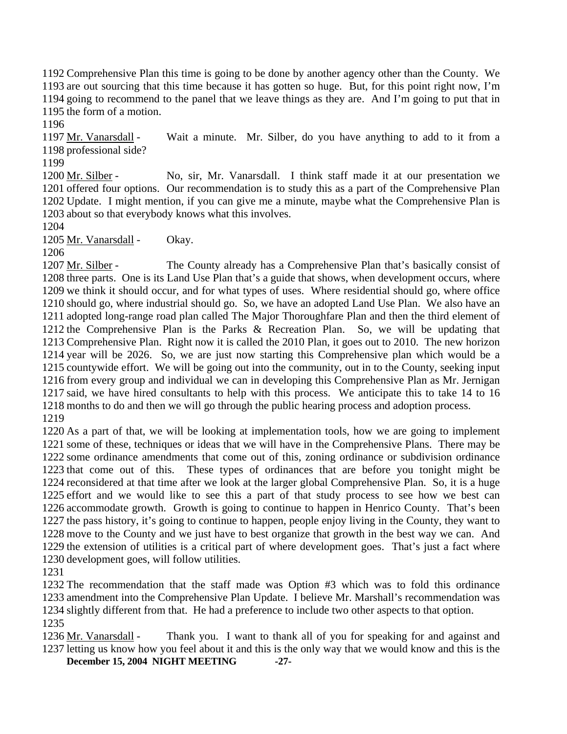1192 Comprehensive Plan this time is going to be done by another agency other than the County. We
1193 are out sourcing that this time because it has gotten so huge. But, for this point right now, I'm
1194 going to recommend to the panel that we leave things as they are. And I'm going to put that in
1195 the form of a motion.
1196
1197 Mr. Vanarsdall - Wait a minute. Mr. Silber, do you have anything to add to it from a
1198 professional side?
1199
1200 Mr. Silber - No, sir, Mr. Vanarsdall. I think staff made it at our presentation we
1201 offered four options. Our recommendation is to study this as a part of the Comprehensive Plan
1202 Update. I might mention, if you can give me a minute, maybe what the Comprehensive Plan is
1203 about so that everybody knows what this involves.
1204
1205 Mr. Vanarsdall - Okay.
1206
1207 Mr. Silber - The County already has a Comprehensive Plan that's basically consist of
1208 three parts. One is its Land Use Plan that's a guide that shows, when development occurs, where
1209 we think it should occur, and for what types of uses. Where residential should go, where office
1210 should go, where industrial should go. So, we have an adopted Land Use Plan. We also have an
1211 adopted long-range road plan called The Major Thoroughfare Plan and then the third element of
1212 the Comprehensive Plan is the Parks & Recreation Plan. So, we will be updating that
1213 Comprehensive Plan. Right now it is called the 2010 Plan, it goes out to 2010. The new horizon
1214 year will be 2026. So, we are just now starting this Comprehensive plan which would be a
1215 countywide effort. We will be going out into the community, out in to the County, seeking input
1216 from every group and individual we can in developing this Comprehensive Plan as Mr. Jernigan
1217 said, we have hired consultants to help with this process. We anticipate this to take 14 to 16
1218 months to do and then we will go through the public hearing process and adoption process.
1219
1220 As a part of that, we will be looking at implementation tools, how we are going to implement
1221 some of these, techniques or ideas that we will have in the Comprehensive Plans. There may be
1222 some ordinance amendments that come out of this, zoning ordinance or subdivision ordinance
1223 that come out of this. These types of ordinances that are before you tonight might be
1224 reconsidered at that time after we look at the larger global Comprehensive Plan. So, it is a huge
1225 effort and we would like to see this a part of that study process to see how we best can
1226 accommodate growth. Growth is going to continue to happen in Henrico County. That's been
1227 the pass history, it's going to continue to happen, people enjoy living in the County, they want to
1228 move to the County and we just have to best organize that growth in the best way we can. And
1229 the extension of utilities is a critical part of where development goes. That's just a fact where
1230 development goes, will follow utilities.
1231
1232 The recommendation that the staff made was Option #3 which was to fold this ordinance
1233 amendment into the Comprehensive Plan Update. I believe Mr. Marshall's recommendation was
1234 slightly different from that. He had a preference to include two other aspects to that option.
1235
1236 Mr. Vanarsdall - Thank you. I want to thank all of you for speaking for and against and
1237 letting us know how you feel about it and this is the only way that we would know and this is the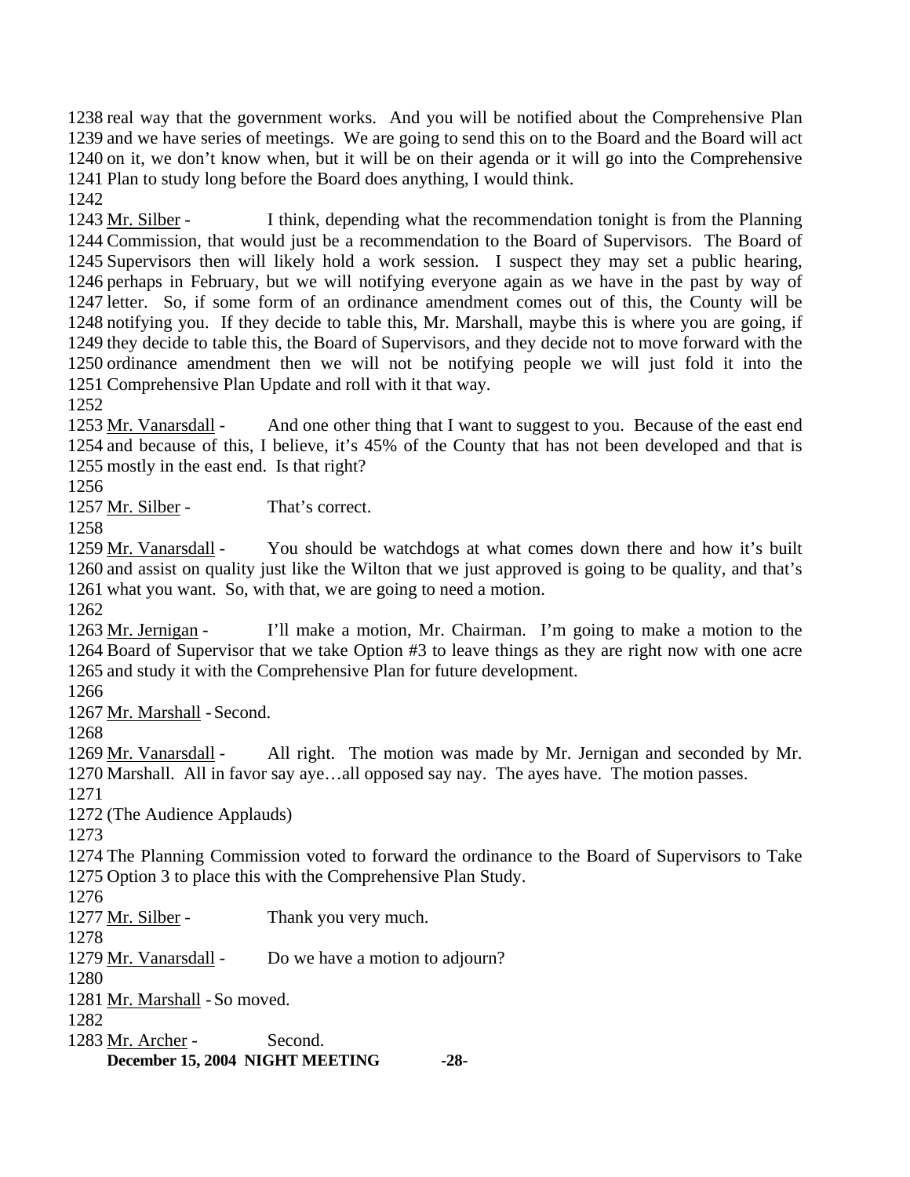1238 real way that the government works. And you will be notified about the Comprehensive Plan
1239 and we have series of meetings. We are going to send this on to the Board and the Board will act
1240 on it, we don't know when, but it will be on their agenda or it will go into the Comprehensive
1241 Plan to study long before the Board does anything, I would think.
1242
1243 Mr. Silber - I think, depending what the recommendation tonight is from the Planning
1244 Commission, that would just be a recommendation to the Board of Supervisors. The Board of
1245 Supervisors then will likely hold a work session. I suspect they may set a public hearing,
1246 perhaps in February, but we will notifying everyone again as we have in the past by way of
1247 letter. So, if some form of an ordinance amendment comes out of this, the County will be
1248 notifying you. If they decide to table this, Mr. Marshall, maybe this is where you are going, if
1249 they decide to table this, the Board of Supervisors, and they decide not to move forward with the
1250 ordinance amendment then we will not be notifying people we will just fold it into the
1251 Comprehensive Plan Update and roll with it that way.
1252
1253 Mr. Vanarsdall - And one other thing that I want to suggest to you. Because of the east end
1254 and because of this, I believe, it's 45% of the County that has not been developed and that is
1255 mostly in the east end. Is that right?
1256
1257 Mr. Silber - That's correct.
1258
1259 Mr. Vanarsdall - You should be watchdogs at what comes down there and how it's built
1260 and assist on quality just like the Wilton that we just approved is going to be quality, and that's
1261 what you want. So, with that, we are going to need a motion.
1262
1263 Mr. Jernigan - I'll make a motion, Mr. Chairman. I'm going to make a motion to the
1264 Board of Supervisor that we take Option #3 to leave things as they are right now with one acre
1265 and study it with the Comprehensive Plan for future development.
1266
1267 Mr. Marshall - Second.
1268
1269 Mr. Vanarsdall - All right. The motion was made by Mr. Jernigan and seconded by Mr.
1270 Marshall. All in favor say aye…all opposed say nay. The ayes have. The motion passes.
1271
1272 (The Audience Applauds)
1273
1274 The Planning Commission voted to forward the ordinance to the Board of Supervisors to Take
1275 Option 3 to place this with the Comprehensive Plan Study.
1276
1277 Mr. Silber - Thank you very much.
1278
1279 Mr. Vanarsdall - Do we have a motion to adjourn?
1280
1281 Mr. Marshall - So moved.
1282
1283 Mr. Archer - Second.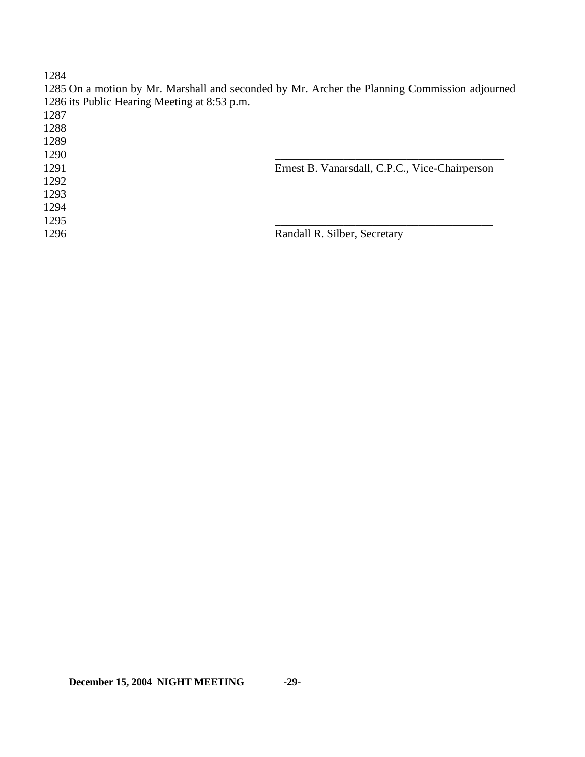On a motion by Mr. Marshall and seconded by Mr. Archer the Planning Commission adjourned its Public Hearing Meeting at 8:53 p.m.

\_\_\_\_\_\_\_\_\_\_\_\_\_\_\_\_\_\_\_\_\_\_\_\_\_\_\_\_\_\_\_\_\_\_\_\_\_\_\_\_

Ernest B. Vanarsdall, C.P.C., Vice-Chairperson

\_\_\_\_\_\_\_\_\_\_\_\_\_\_\_\_\_\_\_\_\_\_\_\_\_\_\_\_\_\_\_\_\_\_\_\_\_\_\_\_

Randall R. Silber, Secretary